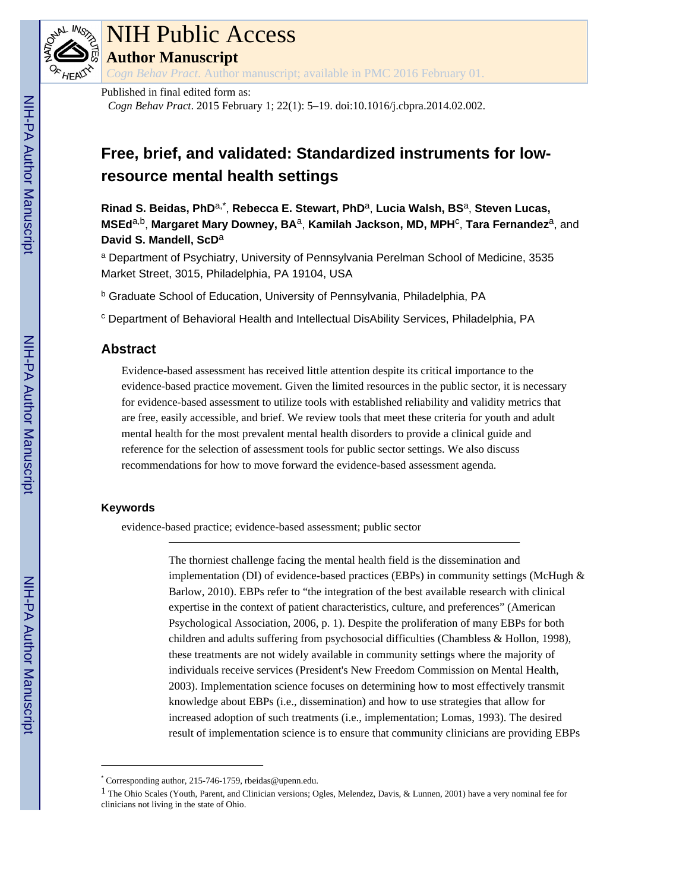# NIH Public Access

## Author Manuscript

*Cogn Behav Pract*. Author manuscript; available in PMC 2016 February 01.

Published in final edited form as:

*Cogn Behav Pract*. 2015 February 1; 22(1): 5–19. doi:10.1016/j.cbpra.2014.02.002.

# Free, brief, and validated: Standardized instruments for low-resource mental health settings

**Rinad S. Beidas, PhD**[a,*], **Rebecca E. Stewart, PhD**[a], **Lucia Walsh, BS**[a], **Steven Lucas, MSEd**[a,b], **Margaret Mary Downey, BA**[a], **Kamilah Jackson, MD, MPH**[c], **Tara Fernandez**[a], and **David S. Mandell, ScD**[a]

[a] Department of Psychiatry, University of Pennsylvania Perelman School of Medicine, 3535 Market Street, 3015, Philadelphia, PA 19104, USA

[b] Graduate School of Education, University of Pennsylvania, Philadelphia, PA

[c] Department of Behavioral Health and Intellectual DisAbility Services, Philadelphia, PA

## Abstract

Evidence-based assessment has received little attention despite its critical importance to the evidence-based practice movement. Given the limited resources in the public sector, it is necessary for evidence-based assessment to utilize tools with established reliability and validity metrics that are free, easily accessible, and brief. We review tools that meet these criteria for youth and adult mental health for the most prevalent mental health disorders to provide a clinical guide and reference for the selection of assessment tools for public sector settings. We also discuss recommendations for how to move forward the evidence-based assessment agenda.

### Keywords

evidence-based practice; evidence-based assessment; public sector

---

The thorniest challenge facing the mental health field is the dissemination and implementation (DI) of evidence-based practices (EBPs) in community settings (McHugh & Barlow, 2010). EBPs refer to "the integration of the best available research with clinical expertise in the context of patient characteristics, culture, and preferences" (American Psychological Association, 2006, p. 1). Despite the proliferation of many EBPs for both children and adults suffering from psychosocial difficulties (Chambless & Hollon, 1998), these treatments are not widely available in community settings where the majority of individuals receive services (President's New Freedom Commission on Mental Health, 2003). Implementation science focuses on determining how to most effectively transmit knowledge about EBPs (i.e., dissemination) and how to use strategies that allow for increased adoption of such treatments (i.e., implementation; Lomas, 1993). The desired result of implementation science is to ensure that community clinicians are providing EBPs

---

[*] Corresponding author, 215-746-1759, rbeidas@upenn.edu.

[1] The Ohio Scales (Youth, Parent, and Clinician versions; Ogles, Melendez, Davis, & Lunnen, 2001) have a very nominal fee for clinicians not living in the state of Ohio.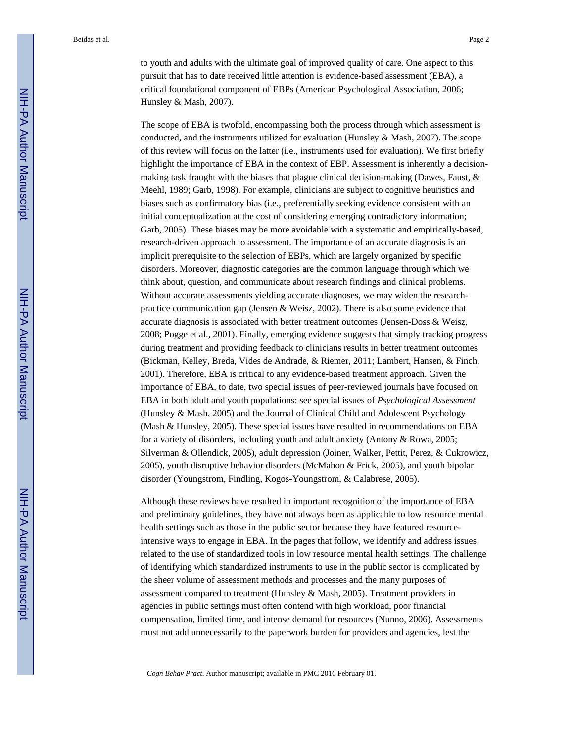to youth and adults with the ultimate goal of improved quality of care. One aspect to this pursuit that has to date received little attention is evidence-based assessment (EBA), a critical foundational component of EBPs (American Psychological Association, 2006; Hunsley & Mash, 2007).

The scope of EBA is twofold, encompassing both the process through which assessment is conducted, and the instruments utilized for evaluation (Hunsley & Mash, 2007). The scope of this review will focus on the latter (i.e., instruments used for evaluation). We first briefly highlight the importance of EBA in the context of EBP. Assessment is inherently a decision-making task fraught with the biases that plague clinical decision-making (Dawes, Faust, & Meehl, 1989; Garb, 1998). For example, clinicians are subject to cognitive heuristics and biases such as confirmatory bias (i.e., preferentially seeking evidence consistent with an initial conceptualization at the cost of considering emerging contradictory information; Garb, 2005). These biases may be more avoidable with a systematic and empirically-based, research-driven approach to assessment. The importance of an accurate diagnosis is an implicit prerequisite to the selection of EBPs, which are largely organized by specific disorders. Moreover, diagnostic categories are the common language through which we think about, question, and communicate about research findings and clinical problems. Without accurate assessments yielding accurate diagnoses, we may widen the research-practice communication gap (Jensen & Weisz, 2002). There is also some evidence that accurate diagnosis is associated with better treatment outcomes (Jensen-Doss & Weisz, 2008; Pogge et al., 2001). Finally, emerging evidence suggests that simply tracking progress during treatment and providing feedback to clinicians results in better treatment outcomes (Bickman, Kelley, Breda, Vides de Andrade, & Riemer, 2011; Lambert, Hansen, & Finch, 2001). Therefore, EBA is critical to any evidence-based treatment approach. Given the importance of EBA, to date, two special issues of peer-reviewed journals have focused on EBA in both adult and youth populations: see special issues of *Psychological Assessment* (Hunsley & Mash, 2005) and the Journal of Clinical Child and Adolescent Psychology (Mash & Hunsley, 2005). These special issues have resulted in recommendations on EBA for a variety of disorders, including youth and adult anxiety (Antony & Rowa, 2005; Silverman & Ollendick, 2005), adult depression (Joiner, Walker, Pettit, Perez, & Cukrowicz, 2005), youth disruptive behavior disorders (McMahon & Frick, 2005), and youth bipolar disorder (Youngstrom, Findling, Kogos-Youngstrom, & Calabrese, 2005).

Although these reviews have resulted in important recognition of the importance of EBA and preliminary guidelines, they have not always been as applicable to low resource mental health settings such as those in the public sector because they have featured resource-intensive ways to engage in EBA. In the pages that follow, we identify and address issues related to the use of standardized tools in low resource mental health settings. The challenge of identifying which standardized instruments to use in the public sector is complicated by the sheer volume of assessment methods and processes and the many purposes of assessment compared to treatment (Hunsley & Mash, 2005). Treatment providers in agencies in public settings must often contend with high workload, poor financial compensation, limited time, and intense demand for resources (Nunno, 2006). Assessments must not add unnecessarily to the paperwork burden for providers and agencies, lest the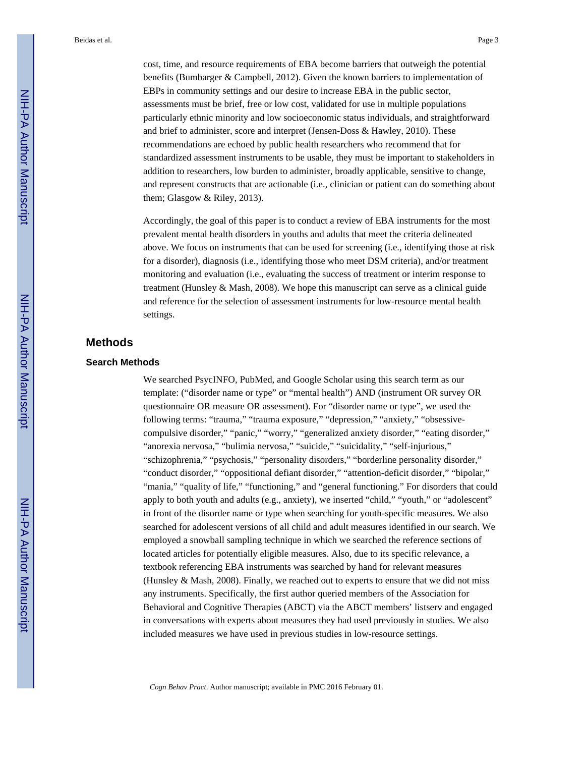cost, time, and resource requirements of EBA become barriers that outweigh the potential benefits (Bumbarger & Campbell, 2012). Given the known barriers to implementation of EBPs in community settings and our desire to increase EBA in the public sector, assessments must be brief, free or low cost, validated for use in multiple populations particularly ethnic minority and low socioeconomic status individuals, and straightforward and brief to administer, score and interpret (Jensen-Doss & Hawley, 2010). These recommendations are echoed by public health researchers who recommend that for standardized assessment instruments to be usable, they must be important to stakeholders in addition to researchers, low burden to administer, broadly applicable, sensitive to change, and represent constructs that are actionable (i.e., clinician or patient can do something about them; Glasgow & Riley, 2013).

Accordingly, the goal of this paper is to conduct a review of EBA instruments for the most prevalent mental health disorders in youths and adults that meet the criteria delineated above. We focus on instruments that can be used for screening (i.e., identifying those at risk for a disorder), diagnosis (i.e., identifying those who meet DSM criteria), and/or treatment monitoring and evaluation (i.e., evaluating the success of treatment or interim response to treatment (Hunsley & Mash, 2008). We hope this manuscript can serve as a clinical guide and reference for the selection of assessment instruments for low-resource mental health settings.

## Methods

### Search Methods

We searched PsycINFO, PubMed, and Google Scholar using this search term as our template: ("disorder name or type" or "mental health") AND (instrument OR survey OR questionnaire OR measure OR assessment). For "disorder name or type", we used the following terms: "trauma," "trauma exposure," "depression," "anxiety," "obsessive-compulsive disorder," "panic," "worry," "generalized anxiety disorder," "eating disorder," "anorexia nervosa," "bulimia nervosa," "suicide," "suicidality," "self-injurious," "schizophrenia," "psychosis," "personality disorders," "borderline personality disorder," "conduct disorder," "oppositional defiant disorder," "attention-deficit disorder," "bipolar," "mania," "quality of life," "functioning," and "general functioning." For disorders that could apply to both youth and adults (e.g., anxiety), we inserted "child," "youth," or "adolescent" in front of the disorder name or type when searching for youth-specific measures. We also searched for adolescent versions of all child and adult measures identified in our search. We employed a snowball sampling technique in which we searched the reference sections of located articles for potentially eligible measures. Also, due to its specific relevance, a textbook referencing EBA instruments was searched by hand for relevant measures (Hunsley & Mash, 2008). Finally, we reached out to experts to ensure that we did not miss any instruments. Specifically, the first author queried members of the Association for Behavioral and Cognitive Therapies (ABCT) via the ABCT members' listserv and engaged in conversations with experts about measures they had used previously in studies. We also included measures we have used in previous studies in low-resource settings.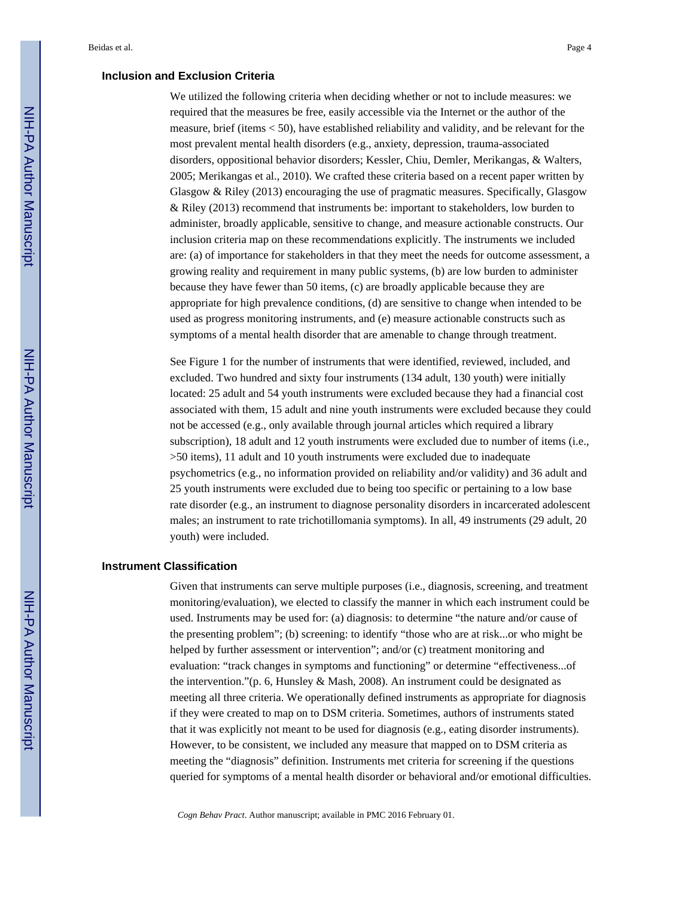### Inclusion and Exclusion Criteria

We utilized the following criteria when deciding whether or not to include measures: we required that the measures be free, easily accessible via the Internet or the author of the measure, brief (items < 50), have established reliability and validity, and be relevant for the most prevalent mental health disorders (e.g., anxiety, depression, trauma-associated disorders, oppositional behavior disorders; Kessler, Chiu, Demler, Merikangas, & Walters, 2005; Merikangas et al., 2010). We crafted these criteria based on a recent paper written by Glasgow & Riley (2013) encouraging the use of pragmatic measures. Specifically, Glasgow & Riley (2013) recommend that instruments be: important to stakeholders, low burden to administer, broadly applicable, sensitive to change, and measure actionable constructs. Our inclusion criteria map on these recommendations explicitly. The instruments we included are: (a) of importance for stakeholders in that they meet the needs for outcome assessment, a growing reality and requirement in many public systems, (b) are low burden to administer because they have fewer than 50 items, (c) are broadly applicable because they are appropriate for high prevalence conditions, (d) are sensitive to change when intended to be used as progress monitoring instruments, and (e) measure actionable constructs such as symptoms of a mental health disorder that are amenable to change through treatment.

See Figure 1 for the number of instruments that were identified, reviewed, included, and excluded. Two hundred and sixty four instruments (134 adult, 130 youth) were initially located: 25 adult and 54 youth instruments were excluded because they had a financial cost associated with them, 15 adult and nine youth instruments were excluded because they could not be accessed (e.g., only available through journal articles which required a library subscription), 18 adult and 12 youth instruments were excluded due to number of items (i.e., >50 items), 11 adult and 10 youth instruments were excluded due to inadequate psychometrics (e.g., no information provided on reliability and/or validity) and 36 adult and 25 youth instruments were excluded due to being too specific or pertaining to a low base rate disorder (e.g., an instrument to diagnose personality disorders in incarcerated adolescent males; an instrument to rate trichotillomania symptoms). In all, 49 instruments (29 adult, 20 youth) were included.

### Instrument Classification

Given that instruments can serve multiple purposes (i.e., diagnosis, screening, and treatment monitoring/evaluation), we elected to classify the manner in which each instrument could be used. Instruments may be used for: (a) diagnosis: to determine "the nature and/or cause of the presenting problem"; (b) screening: to identify "those who are at risk...or who might be helped by further assessment or intervention"; and/or (c) treatment monitoring and evaluation: "track changes in symptoms and functioning" or determine "effectiveness...of the intervention."(p. 6, Hunsley & Mash, 2008). An instrument could be designated as meeting all three criteria. We operationally defined instruments as appropriate for diagnosis if they were created to map on to DSM criteria. Sometimes, authors of instruments stated that it was explicitly not meant to be used for diagnosis (e.g., eating disorder instruments). However, to be consistent, we included any measure that mapped on to DSM criteria as meeting the "diagnosis" definition. Instruments met criteria for screening if the questions queried for symptoms of a mental health disorder or behavioral and/or emotional difficulties.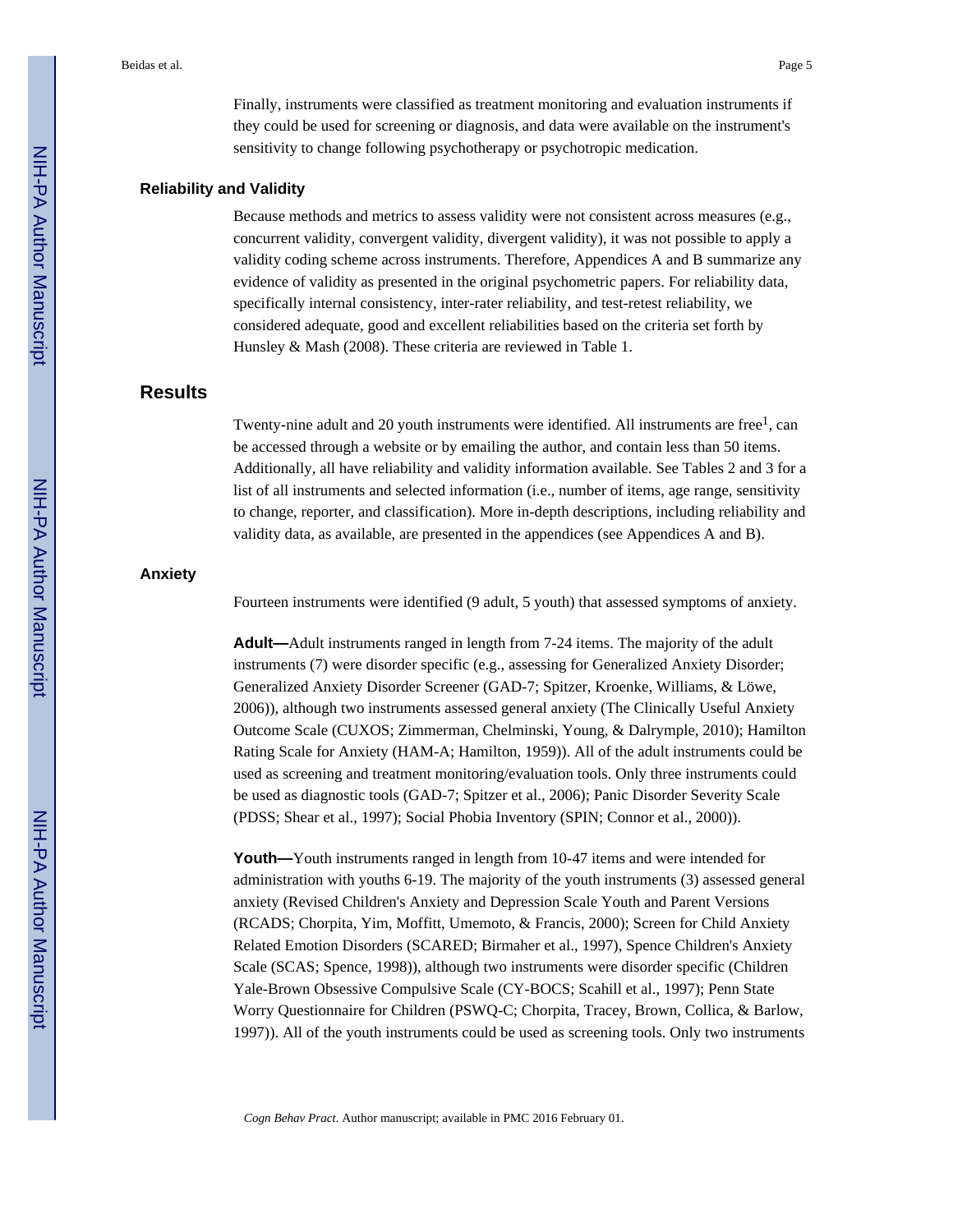Finally, instruments were classified as treatment monitoring and evaluation instruments if they could be used for screening or diagnosis, and data were available on the instrument's sensitivity to change following psychotherapy or psychotropic medication.

### Reliability and Validity

Because methods and metrics to assess validity were not consistent across measures (e.g., concurrent validity, convergent validity, divergent validity), it was not possible to apply a validity coding scheme across instruments. Therefore, Appendices A and B summarize any evidence of validity as presented in the original psychometric papers. For reliability data, specifically internal consistency, inter-rater reliability, and test-retest reliability, we considered adequate, good and excellent reliabilities based on the criteria set forth by Hunsley & Mash (2008). These criteria are reviewed in Table 1.

## Results

Twenty-nine adult and 20 youth instruments were identified. All instruments are free[1], can be accessed through a website or by emailing the author, and contain less than 50 items. Additionally, all have reliability and validity information available. See Tables 2 and 3 for a list of all instruments and selected information (i.e., number of items, age range, sensitivity to change, reporter, and classification). More in-depth descriptions, including reliability and validity data, as available, are presented in the appendices (see Appendices A and B).

### Anxiety

Fourteen instruments were identified (9 adult, 5 youth) that assessed symptoms of anxiety.

**Adult—**Adult instruments ranged in length from 7-24 items. The majority of the adult instruments (7) were disorder specific (e.g., assessing for Generalized Anxiety Disorder; Generalized Anxiety Disorder Screener (GAD-7; Spitzer, Kroenke, Williams, & Löwe, 2006)), although two instruments assessed general anxiety (The Clinically Useful Anxiety Outcome Scale (CUXOS; Zimmerman, Chelminski, Young, & Dalrymple, 2010); Hamilton Rating Scale for Anxiety (HAM-A; Hamilton, 1959)). All of the adult instruments could be used as screening and treatment monitoring/evaluation tools. Only three instruments could be used as diagnostic tools (GAD-7; Spitzer et al., 2006); Panic Disorder Severity Scale (PDSS; Shear et al., 1997); Social Phobia Inventory (SPIN; Connor et al., 2000)).

**Youth—**Youth instruments ranged in length from 10-47 items and were intended for administration with youths 6-19. The majority of the youth instruments (3) assessed general anxiety (Revised Children's Anxiety and Depression Scale Youth and Parent Versions (RCADS; Chorpita, Yim, Moffitt, Umemoto, & Francis, 2000); Screen for Child Anxiety Related Emotion Disorders (SCARED; Birmaher et al., 1997), Spence Children's Anxiety Scale (SCAS; Spence, 1998)), although two instruments were disorder specific (Children Yale-Brown Obsessive Compulsive Scale (CY-BOCS; Scahill et al., 1997); Penn State Worry Questionnaire for Children (PSWQ-C; Chorpita, Tracey, Brown, Collica, & Barlow, 1997)). All of the youth instruments could be used as screening tools. Only two instruments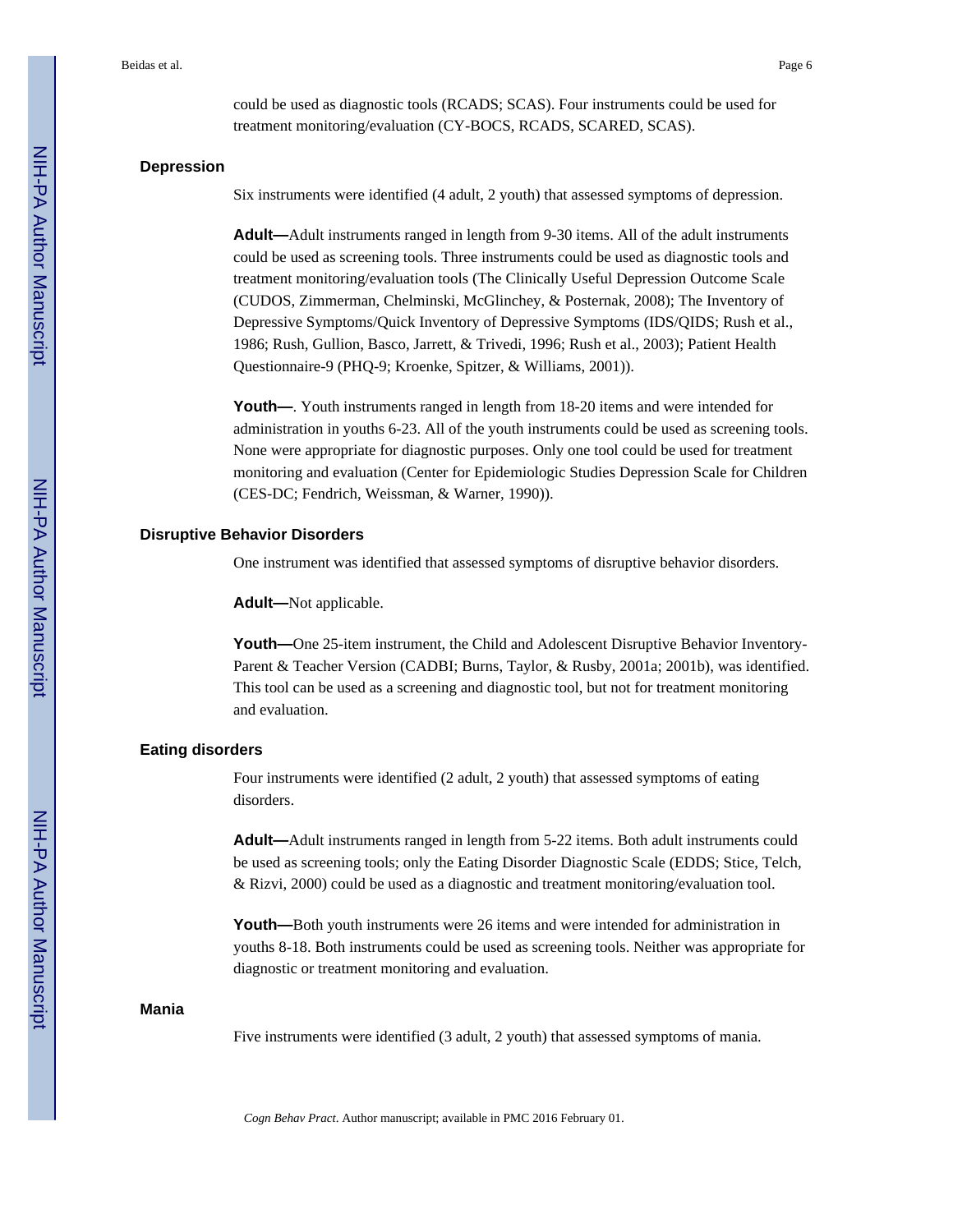could be used as diagnostic tools (RCADS; SCAS). Four instruments could be used for treatment monitoring/evaluation (CY-BOCS, RCADS, SCARED, SCAS).

### Depression

Six instruments were identified (4 adult, 2 youth) that assessed symptoms of depression.

**Adult—**Adult instruments ranged in length from 9-30 items. All of the adult instruments could be used as screening tools. Three instruments could be used as diagnostic tools and treatment monitoring/evaluation tools (The Clinically Useful Depression Outcome Scale (CUDOS, Zimmerman, Chelminski, McGlinchey, & Posternak, 2008); The Inventory of Depressive Symptoms/Quick Inventory of Depressive Symptoms (IDS/QIDS; Rush et al., 1986; Rush, Gullion, Basco, Jarrett, & Trivedi, 1996; Rush et al., 2003); Patient Health Questionnaire-9 (PHQ-9; Kroenke, Spitzer, & Williams, 2001)).

**Youth—**. Youth instruments ranged in length from 18-20 items and were intended for administration in youths 6-23. All of the youth instruments could be used as screening tools. None were appropriate for diagnostic purposes. Only one tool could be used for treatment monitoring and evaluation (Center for Epidemiologic Studies Depression Scale for Children (CES-DC; Fendrich, Weissman, & Warner, 1990)).

### Disruptive Behavior Disorders

One instrument was identified that assessed symptoms of disruptive behavior disorders.

**Adult—**Not applicable.

**Youth—**One 25-item instrument, the Child and Adolescent Disruptive Behavior Inventory-Parent & Teacher Version (CADBI; Burns, Taylor, & Rusby, 2001a; 2001b), was identified. This tool can be used as a screening and diagnostic tool, but not for treatment monitoring and evaluation.

### Eating disorders

Four instruments were identified (2 adult, 2 youth) that assessed symptoms of eating disorders.

**Adult—**Adult instruments ranged in length from 5-22 items. Both adult instruments could be used as screening tools; only the Eating Disorder Diagnostic Scale (EDDS; Stice, Telch, & Rizvi, 2000) could be used as a diagnostic and treatment monitoring/evaluation tool.

**Youth—**Both youth instruments were 26 items and were intended for administration in youths 8-18. Both instruments could be used as screening tools. Neither was appropriate for diagnostic or treatment monitoring and evaluation.

### Mania

Five instruments were identified (3 adult, 2 youth) that assessed symptoms of mania.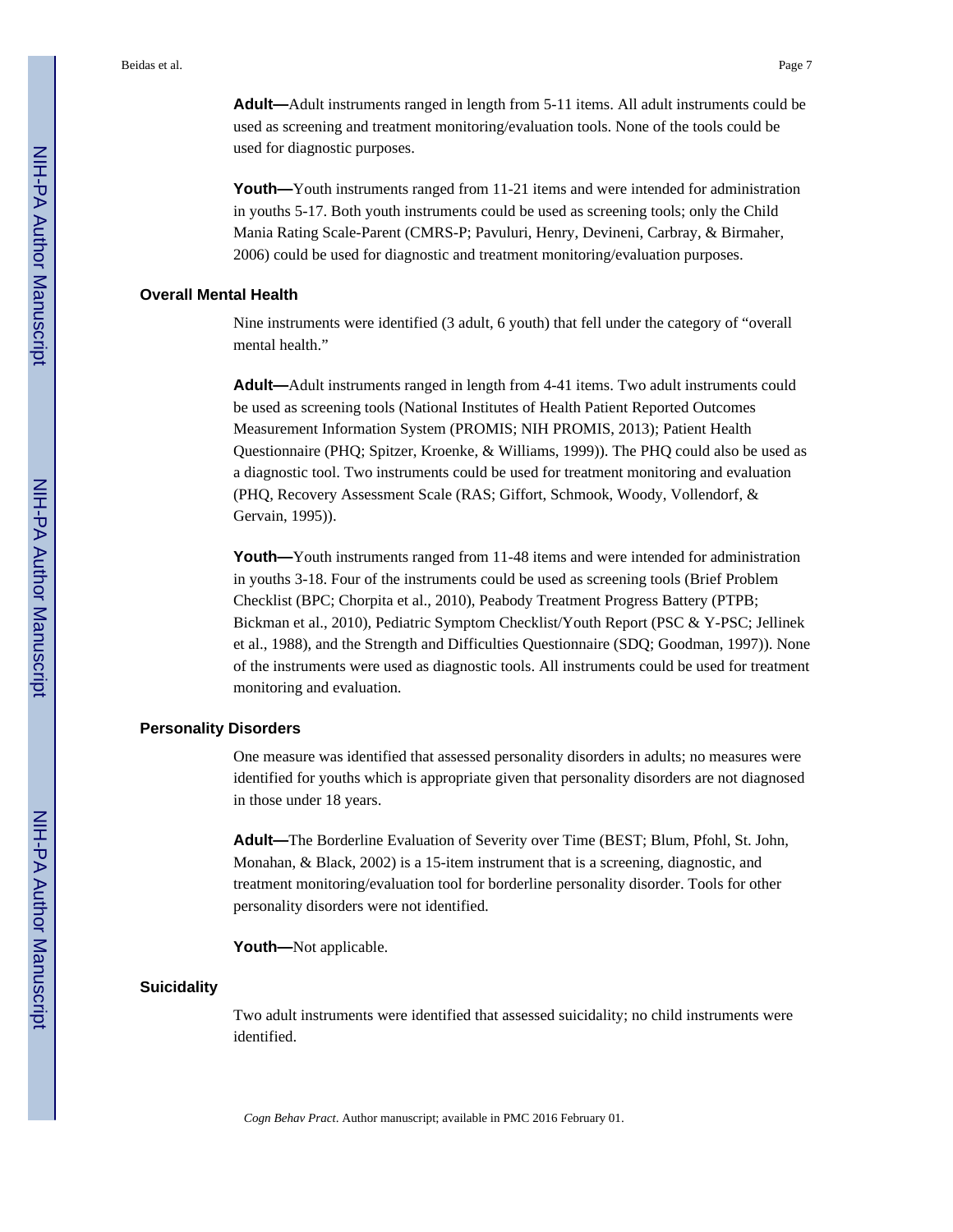**Adult—**Adult instruments ranged in length from 5-11 items. All adult instruments could be used as screening and treatment monitoring/evaluation tools. None of the tools could be used for diagnostic purposes.

**Youth—**Youth instruments ranged from 11-21 items and were intended for administration in youths 5-17. Both youth instruments could be used as screening tools; only the Child Mania Rating Scale-Parent (CMRS-P; Pavuluri, Henry, Devineni, Carbray, & Birmaher, 2006) could be used for diagnostic and treatment monitoring/evaluation purposes.

### Overall Mental Health

Nine instruments were identified (3 adult, 6 youth) that fell under the category of "overall mental health."

**Adult—**Adult instruments ranged in length from 4-41 items. Two adult instruments could be used as screening tools (National Institutes of Health Patient Reported Outcomes Measurement Information System (PROMIS; NIH PROMIS, 2013); Patient Health Questionnaire (PHQ; Spitzer, Kroenke, & Williams, 1999)). The PHQ could also be used as a diagnostic tool. Two instruments could be used for treatment monitoring and evaluation (PHQ, Recovery Assessment Scale (RAS; Giffort, Schmook, Woody, Vollendorf, & Gervain, 1995)).

**Youth—**Youth instruments ranged from 11-48 items and were intended for administration in youths 3-18. Four of the instruments could be used as screening tools (Brief Problem Checklist (BPC; Chorpita et al., 2010), Peabody Treatment Progress Battery (PTPB; Bickman et al., 2010), Pediatric Symptom Checklist/Youth Report (PSC & Y-PSC; Jellinek et al., 1988), and the Strength and Difficulties Questionnaire (SDQ; Goodman, 1997)). None of the instruments were used as diagnostic tools. All instruments could be used for treatment monitoring and evaluation.

### Personality Disorders

One measure was identified that assessed personality disorders in adults; no measures were identified for youths which is appropriate given that personality disorders are not diagnosed in those under 18 years.

**Adult—**The Borderline Evaluation of Severity over Time (BEST; Blum, Pfohl, St. John, Monahan, & Black, 2002) is a 15-item instrument that is a screening, diagnostic, and treatment monitoring/evaluation tool for borderline personality disorder. Tools for other personality disorders were not identified.

**Youth—**Not applicable.

### Suicidality

Two adult instruments were identified that assessed suicidality; no child instruments were identified.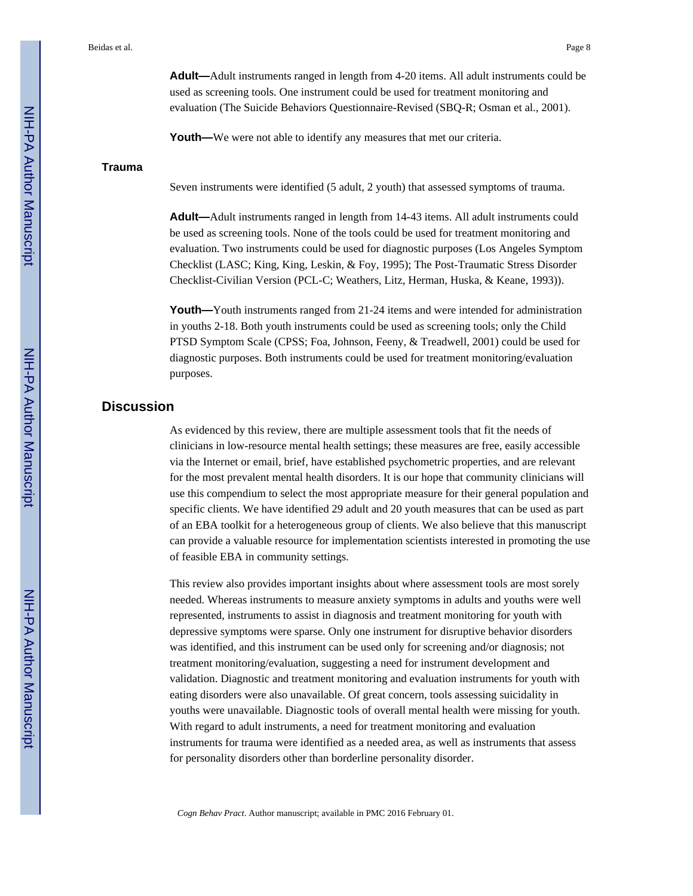**Adult—**Adult instruments ranged in length from 4-20 items. All adult instruments could be used as screening tools. One instrument could be used for treatment monitoring and evaluation (The Suicide Behaviors Questionnaire-Revised (SBQ-R; Osman et al., 2001).

**Youth—**We were not able to identify any measures that met our criteria.

### Trauma

Seven instruments were identified (5 adult, 2 youth) that assessed symptoms of trauma.

**Adult—**Adult instruments ranged in length from 14-43 items. All adult instruments could be used as screening tools. None of the tools could be used for treatment monitoring and evaluation. Two instruments could be used for diagnostic purposes (Los Angeles Symptom Checklist (LASC; King, King, Leskin, & Foy, 1995); The Post-Traumatic Stress Disorder Checklist-Civilian Version (PCL-C; Weathers, Litz, Herman, Huska, & Keane, 1993)).

**Youth—**Youth instruments ranged from 21-24 items and were intended for administration in youths 2-18. Both youth instruments could be used as screening tools; only the Child PTSD Symptom Scale (CPSS; Foa, Johnson, Feeny, & Treadwell, 2001) could be used for diagnostic purposes. Both instruments could be used for treatment monitoring/evaluation purposes.

## Discussion

As evidenced by this review, there are multiple assessment tools that fit the needs of clinicians in low-resource mental health settings; these measures are free, easily accessible via the Internet or email, brief, have established psychometric properties, and are relevant for the most prevalent mental health disorders. It is our hope that community clinicians will use this compendium to select the most appropriate measure for their general population and specific clients. We have identified 29 adult and 20 youth measures that can be used as part of an EBA toolkit for a heterogeneous group of clients. We also believe that this manuscript can provide a valuable resource for implementation scientists interested in promoting the use of feasible EBA in community settings.

This review also provides important insights about where assessment tools are most sorely needed. Whereas instruments to measure anxiety symptoms in adults and youths were well represented, instruments to assist in diagnosis and treatment monitoring for youth with depressive symptoms were sparse. Only one instrument for disruptive behavior disorders was identified, and this instrument can be used only for screening and/or diagnosis; not treatment monitoring/evaluation, suggesting a need for instrument development and validation. Diagnostic and treatment monitoring and evaluation instruments for youth with eating disorders were also unavailable. Of great concern, tools assessing suicidality in youths were unavailable. Diagnostic tools of overall mental health were missing for youth. With regard to adult instruments, a need for treatment monitoring and evaluation instruments for trauma were identified as a needed area, as well as instruments that assess for personality disorders other than borderline personality disorder.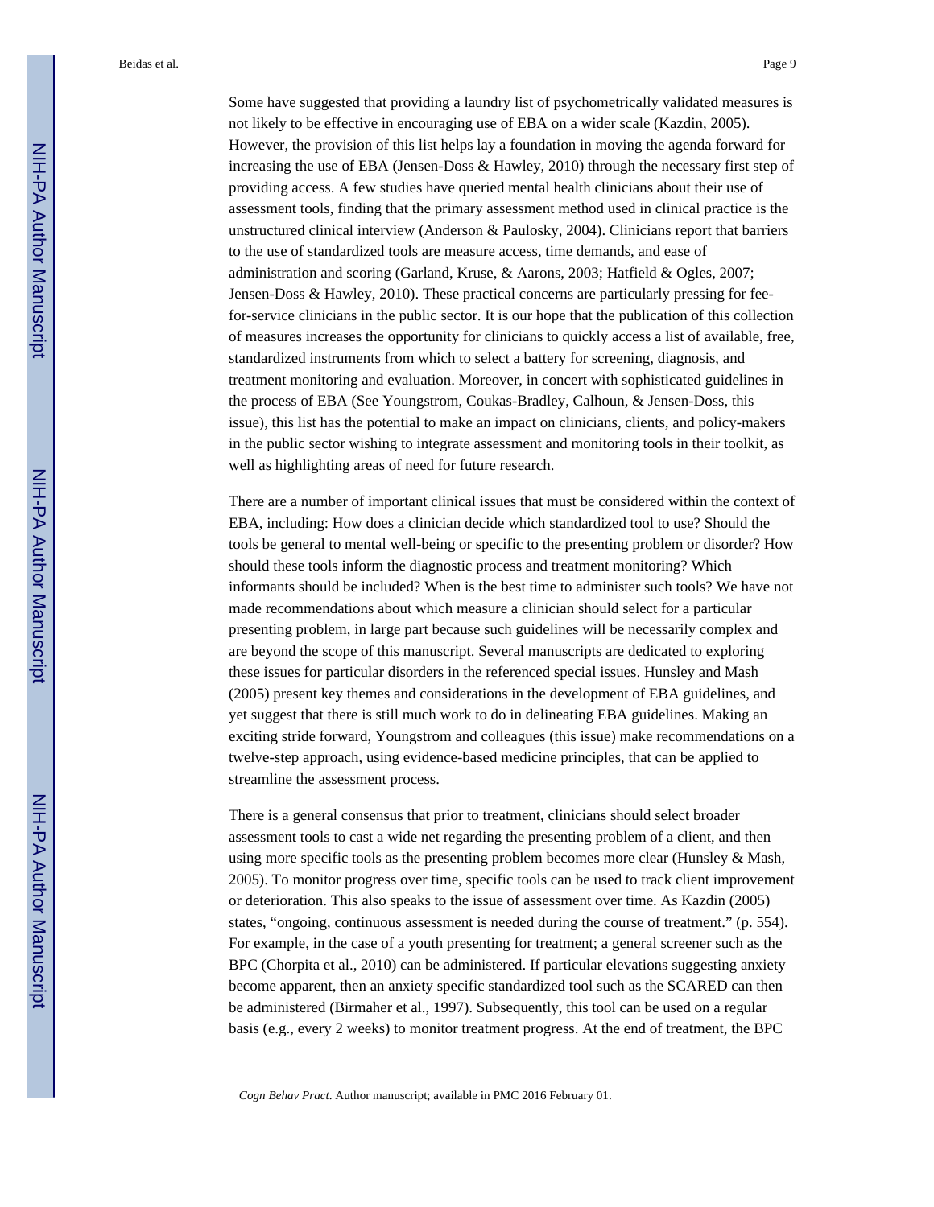Some have suggested that providing a laundry list of psychometrically validated measures is not likely to be effective in encouraging use of EBA on a wider scale (Kazdin, 2005). However, the provision of this list helps lay a foundation in moving the agenda forward for increasing the use of EBA (Jensen-Doss & Hawley, 2010) through the necessary first step of providing access. A few studies have queried mental health clinicians about their use of assessment tools, finding that the primary assessment method used in clinical practice is the unstructured clinical interview (Anderson & Paulosky, 2004). Clinicians report that barriers to the use of standardized tools are measure access, time demands, and ease of administration and scoring (Garland, Kruse, & Aarons, 2003; Hatfield & Ogles, 2007; Jensen-Doss & Hawley, 2010). These practical concerns are particularly pressing for fee-for-service clinicians in the public sector. It is our hope that the publication of this collection of measures increases the opportunity for clinicians to quickly access a list of available, free, standardized instruments from which to select a battery for screening, diagnosis, and treatment monitoring and evaluation. Moreover, in concert with sophisticated guidelines in the process of EBA (See Youngstrom, Coukas-Bradley, Calhoun, & Jensen-Doss, this issue), this list has the potential to make an impact on clinicians, clients, and policy-makers in the public sector wishing to integrate assessment and monitoring tools in their toolkit, as well as highlighting areas of need for future research.

There are a number of important clinical issues that must be considered within the context of EBA, including: How does a clinician decide which standardized tool to use? Should the tools be general to mental well-being or specific to the presenting problem or disorder? How should these tools inform the diagnostic process and treatment monitoring? Which informants should be included? When is the best time to administer such tools? We have not made recommendations about which measure a clinician should select for a particular presenting problem, in large part because such guidelines will be necessarily complex and are beyond the scope of this manuscript. Several manuscripts are dedicated to exploring these issues for particular disorders in the referenced special issues. Hunsley and Mash (2005) present key themes and considerations in the development of EBA guidelines, and yet suggest that there is still much work to do in delineating EBA guidelines. Making an exciting stride forward, Youngstrom and colleagues (this issue) make recommendations on a twelve-step approach, using evidence-based medicine principles, that can be applied to streamline the assessment process.

There is a general consensus that prior to treatment, clinicians should select broader assessment tools to cast a wide net regarding the presenting problem of a client, and then using more specific tools as the presenting problem becomes more clear (Hunsley & Mash, 2005). To monitor progress over time, specific tools can be used to track client improvement or deterioration. This also speaks to the issue of assessment over time. As Kazdin (2005) states, "ongoing, continuous assessment is needed during the course of treatment." (p. 554). For example, in the case of a youth presenting for treatment; a general screener such as the BPC (Chorpita et al., 2010) can be administered. If particular elevations suggesting anxiety become apparent, then an anxiety specific standardized tool such as the SCARED can then be administered (Birmaher et al., 1997). Subsequently, this tool can be used on a regular basis (e.g., every 2 weeks) to monitor treatment progress. At the end of treatment, the BPC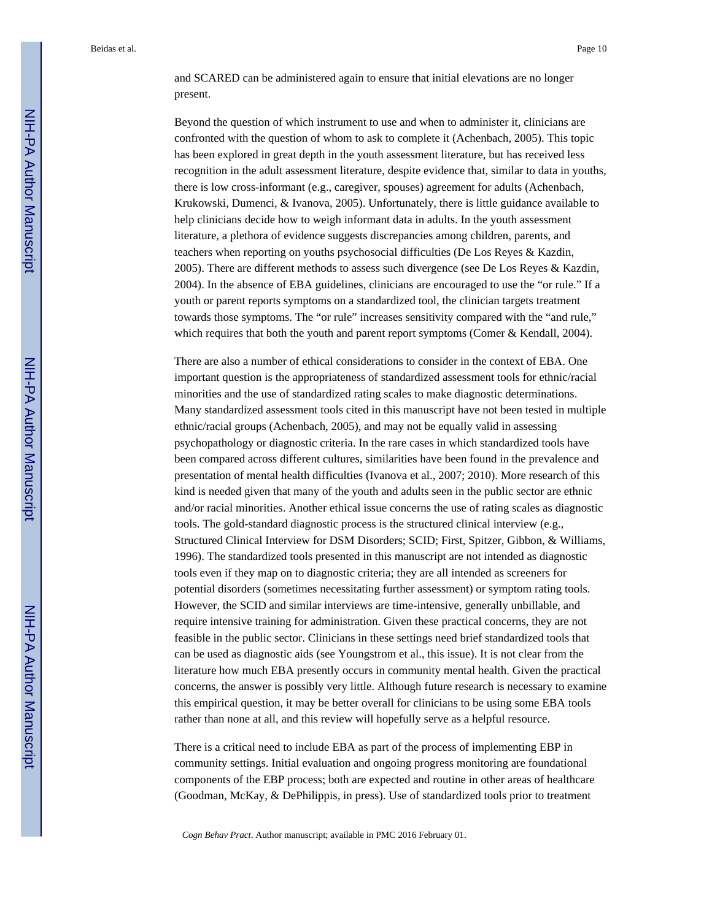and SCARED can be administered again to ensure that initial elevations are no longer present.

Beyond the question of which instrument to use and when to administer it, clinicians are confronted with the question of whom to ask to complete it (Achenbach, 2005). This topic has been explored in great depth in the youth assessment literature, but has received less recognition in the adult assessment literature, despite evidence that, similar to data in youths, there is low cross-informant (e.g., caregiver, spouses) agreement for adults (Achenbach, Krukowski, Dumenci, & Ivanova, 2005). Unfortunately, there is little guidance available to help clinicians decide how to weigh informant data in adults. In the youth assessment literature, a plethora of evidence suggests discrepancies among children, parents, and teachers when reporting on youths psychosocial difficulties (De Los Reyes & Kazdin, 2005). There are different methods to assess such divergence (see De Los Reyes & Kazdin, 2004). In the absence of EBA guidelines, clinicians are encouraged to use the "or rule." If a youth or parent reports symptoms on a standardized tool, the clinician targets treatment towards those symptoms. The "or rule" increases sensitivity compared with the "and rule," which requires that both the youth and parent report symptoms (Comer & Kendall, 2004).

There are also a number of ethical considerations to consider in the context of EBA. One important question is the appropriateness of standardized assessment tools for ethnic/racial minorities and the use of standardized rating scales to make diagnostic determinations. Many standardized assessment tools cited in this manuscript have not been tested in multiple ethnic/racial groups (Achenbach, 2005), and may not be equally valid in assessing psychopathology or diagnostic criteria. In the rare cases in which standardized tools have been compared across different cultures, similarities have been found in the prevalence and presentation of mental health difficulties (Ivanova et al., 2007; 2010). More research of this kind is needed given that many of the youth and adults seen in the public sector are ethnic and/or racial minorities. Another ethical issue concerns the use of rating scales as diagnostic tools. The gold-standard diagnostic process is the structured clinical interview (e.g., Structured Clinical Interview for DSM Disorders; SCID; First, Spitzer, Gibbon, & Williams, 1996). The standardized tools presented in this manuscript are not intended as diagnostic tools even if they map on to diagnostic criteria; they are all intended as screeners for potential disorders (sometimes necessitating further assessment) or symptom rating tools. However, the SCID and similar interviews are time-intensive, generally unbillable, and require intensive training for administration. Given these practical concerns, they are not feasible in the public sector. Clinicians in these settings need brief standardized tools that can be used as diagnostic aids (see Youngstrom et al., this issue). It is not clear from the literature how much EBA presently occurs in community mental health. Given the practical concerns, the answer is possibly very little. Although future research is necessary to examine this empirical question, it may be better overall for clinicians to be using some EBA tools rather than none at all, and this review will hopefully serve as a helpful resource.

There is a critical need to include EBA as part of the process of implementing EBP in community settings. Initial evaluation and ongoing progress monitoring are foundational components of the EBP process; both are expected and routine in other areas of healthcare (Goodman, McKay, & DePhilippis, in press). Use of standardized tools prior to treatment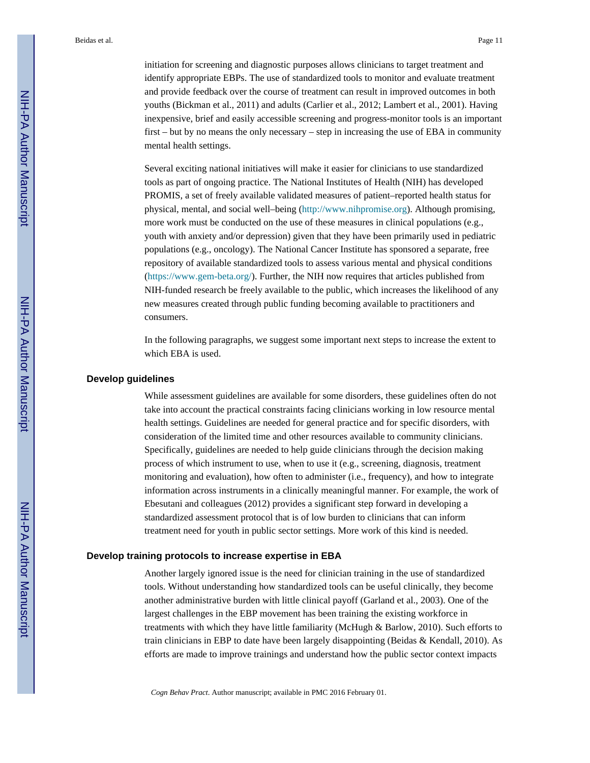initiation for screening and diagnostic purposes allows clinicians to target treatment and identify appropriate EBPs. The use of standardized tools to monitor and evaluate treatment and provide feedback over the course of treatment can result in improved outcomes in both youths (Bickman et al., 2011) and adults (Carlier et al., 2012; Lambert et al., 2001). Having inexpensive, brief and easily accessible screening and progress-monitor tools is an important first – but by no means the only necessary – step in increasing the use of EBA in community mental health settings.

Several exciting national initiatives will make it easier for clinicians to use standardized tools as part of ongoing practice. The National Institutes of Health (NIH) has developed PROMIS, a set of freely available validated measures of patient–reported health status for physical, mental, and social well–being (http://www.nihpromise.org). Although promising, more work must be conducted on the use of these measures in clinical populations (e.g., youth with anxiety and/or depression) given that they have been primarily used in pediatric populations (e.g., oncology). The National Cancer Institute has sponsored a separate, free repository of available standardized tools to assess various mental and physical conditions (https://www.gem-beta.org/). Further, the NIH now requires that articles published from NIH-funded research be freely available to the public, which increases the likelihood of any new measures created through public funding becoming available to practitioners and consumers.

In the following paragraphs, we suggest some important next steps to increase the extent to which EBA is used.

## Develop guidelines

While assessment guidelines are available for some disorders, these guidelines often do not take into account the practical constraints facing clinicians working in low resource mental health settings. Guidelines are needed for general practice and for specific disorders, with consideration of the limited time and other resources available to community clinicians. Specifically, guidelines are needed to help guide clinicians through the decision making process of which instrument to use, when to use it (e.g., screening, diagnosis, treatment monitoring and evaluation), how often to administer (i.e., frequency), and how to integrate information across instruments in a clinically meaningful manner. For example, the work of Ebesutani and colleagues (2012) provides a significant step forward in developing a standardized assessment protocol that is of low burden to clinicians that can inform treatment need for youth in public sector settings. More work of this kind is needed.

## Develop training protocols to increase expertise in EBA

Another largely ignored issue is the need for clinician training in the use of standardized tools. Without understanding how standardized tools can be useful clinically, they become another administrative burden with little clinical payoff (Garland et al., 2003). One of the largest challenges in the EBP movement has been training the existing workforce in treatments with which they have little familiarity (McHugh & Barlow, 2010). Such efforts to train clinicians in EBP to date have been largely disappointing (Beidas & Kendall, 2010). As efforts are made to improve trainings and understand how the public sector context impacts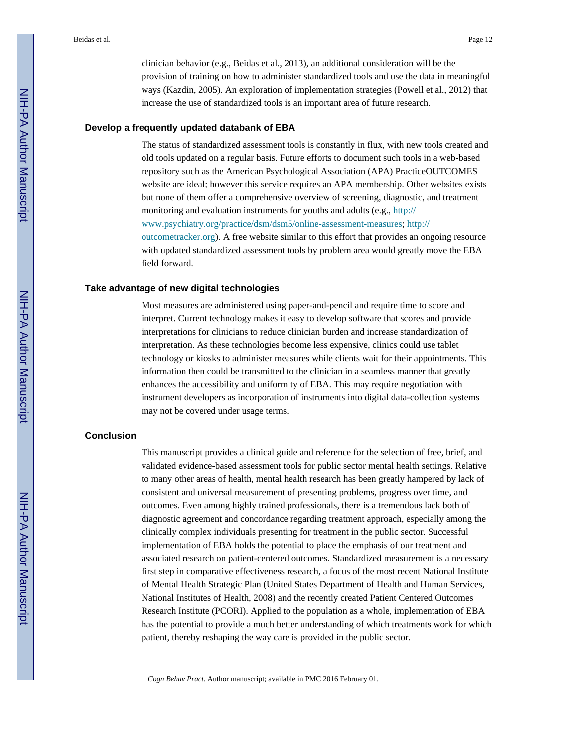clinician behavior (e.g., Beidas et al., 2013), an additional consideration will be the provision of training on how to administer standardized tools and use the data in meaningful ways (Kazdin, 2005). An exploration of implementation strategies (Powell et al., 2012) that increase the use of standardized tools is an important area of future research.

### Develop a frequently updated databank of EBA

The status of standardized assessment tools is constantly in flux, with new tools created and old tools updated on a regular basis. Future efforts to document such tools in a web-based repository such as the American Psychological Association (APA) PracticeOUTCOMES website are ideal; however this service requires an APA membership. Other websites exists but none of them offer a comprehensive overview of screening, diagnostic, and treatment monitoring and evaluation instruments for youths and adults (e.g., http://www.psychiatry.org/practice/dsm/dsm5/online-assessment-measures; http://outcometracker.org). A free website similar to this effort that provides an ongoing resource with updated standardized assessment tools by problem area would greatly move the EBA field forward.

### Take advantage of new digital technologies

Most measures are administered using paper-and-pencil and require time to score and interpret. Current technology makes it easy to develop software that scores and provide interpretations for clinicians to reduce clinician burden and increase standardization of interpretation. As these technologies become less expensive, clinics could use tablet technology or kiosks to administer measures while clients wait for their appointments. This information then could be transmitted to the clinician in a seamless manner that greatly enhances the accessibility and uniformity of EBA. This may require negotiation with instrument developers as incorporation of instruments into digital data-collection systems may not be covered under usage terms.

## Conclusion

This manuscript provides a clinical guide and reference for the selection of free, brief, and validated evidence-based assessment tools for public sector mental health settings. Relative to many other areas of health, mental health research has been greatly hampered by lack of consistent and universal measurement of presenting problems, progress over time, and outcomes. Even among highly trained professionals, there is a tremendous lack both of diagnostic agreement and concordance regarding treatment approach, especially among the clinically complex individuals presenting for treatment in the public sector. Successful implementation of EBA holds the potential to place the emphasis of our treatment and associated research on patient-centered outcomes. Standardized measurement is a necessary first step in comparative effectiveness research, a focus of the most recent National Institute of Mental Health Strategic Plan (United States Department of Health and Human Services, National Institutes of Health, 2008) and the recently created Patient Centered Outcomes Research Institute (PCORI). Applied to the population as a whole, implementation of EBA has the potential to provide a much better understanding of which treatments work for which patient, thereby reshaping the way care is provided in the public sector.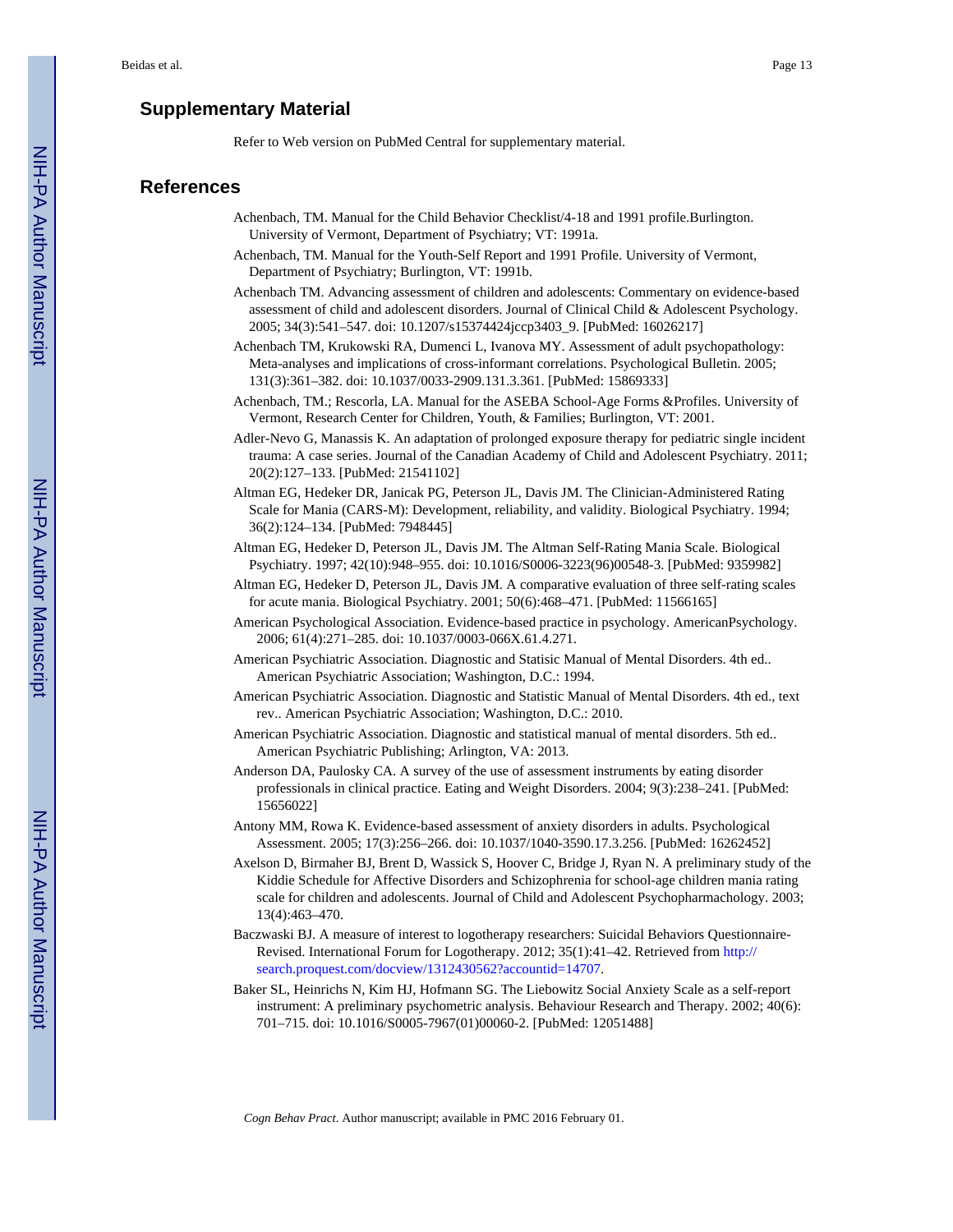## Supplementary Material

Refer to Web version on PubMed Central for supplementary material.

## References

Achenbach, TM. Manual for the Child Behavior Checklist/4-18 and 1991 profile.Burlington. University of Vermont, Department of Psychiatry; VT: 1991a.

Achenbach, TM. Manual for the Youth-Self Report and 1991 Profile. University of Vermont, Department of Psychiatry; Burlington, VT: 1991b.

Achenbach TM. Advancing assessment of children and adolescents: Commentary on evidence-based assessment of child and adolescent disorders. Journal of Clinical Child & Adolescent Psychology. 2005; 34(3):541–547. doi: 10.1207/s15374424jccp3403_9. [PubMed: 16026217]

Achenbach TM, Krukowski RA, Dumenci L, Ivanova MY. Assessment of adult psychopathology: Meta-analyses and implications of cross-informant correlations. Psychological Bulletin. 2005; 131(3):361–382. doi: 10.1037/0033-2909.131.3.361. [PubMed: 15869333]

Achenbach, TM.; Rescorla, LA. Manual for the ASEBA School-Age Forms &Profiles. University of Vermont, Research Center for Children, Youth, & Families; Burlington, VT: 2001.

Adler-Nevo G, Manassis K. An adaptation of prolonged exposure therapy for pediatric single incident trauma: A case series. Journal of the Canadian Academy of Child and Adolescent Psychiatry. 2011; 20(2):127–133. [PubMed: 21541102]

Altman EG, Hedeker DR, Janicak PG, Peterson JL, Davis JM. The Clinician-Administered Rating Scale for Mania (CARS-M): Development, reliability, and validity. Biological Psychiatry. 1994; 36(2):124–134. [PubMed: 7948445]

Altman EG, Hedeker D, Peterson JL, Davis JM. The Altman Self-Rating Mania Scale. Biological Psychiatry. 1997; 42(10):948–955. doi: 10.1016/S0006-3223(96)00548-3. [PubMed: 9359982]

Altman EG, Hedeker D, Peterson JL, Davis JM. A comparative evaluation of three self-rating scales for acute mania. Biological Psychiatry. 2001; 50(6):468–471. [PubMed: 11566165]

American Psychological Association. Evidence-based practice in psychology. AmericanPsychology. 2006; 61(4):271–285. doi: 10.1037/0003-066X.61.4.271.

American Psychiatric Association. Diagnostic and Statisic Manual of Mental Disorders. 4th ed.. American Psychiatric Association; Washington, D.C.: 1994.

American Psychiatric Association. Diagnostic and Statistic Manual of Mental Disorders. 4th ed., text rev.. American Psychiatric Association; Washington, D.C.: 2010.

American Psychiatric Association. Diagnostic and statistical manual of mental disorders. 5th ed.. American Psychiatric Publishing; Arlington, VA: 2013.

Anderson DA, Paulosky CA. A survey of the use of assessment instruments by eating disorder professionals in clinical practice. Eating and Weight Disorders. 2004; 9(3):238–241. [PubMed: 15656022]

Antony MM, Rowa K. Evidence-based assessment of anxiety disorders in adults. Psychological Assessment. 2005; 17(3):256–266. doi: 10.1037/1040-3590.17.3.256. [PubMed: 16262452]

Axelson D, Birmaher BJ, Brent D, Wassick S, Hoover C, Bridge J, Ryan N. A preliminary study of the Kiddie Schedule for Affective Disorders and Schizophrenia for school-age children mania rating scale for children and adolescents. Journal of Child and Adolescent Psychopharmacology. 2003; 13(4):463–470.

Baczwaski BJ. A measure of interest to logotherapy researchers: Suicidal Behaviors Questionnaire-Revised. International Forum for Logotherapy. 2012; 35(1):41–42. Retrieved from http://search.proquest.com/docview/1312430562?accountid=14707.

Baker SL, Heinrichs N, Kim HJ, Hofmann SG. The Liebowitz Social Anxiety Scale as a self-report instrument: A preliminary psychometric analysis. Behaviour Research and Therapy. 2002; 40(6): 701–715. doi: 10.1016/S0005-7967(01)00060-2. [PubMed: 12051488]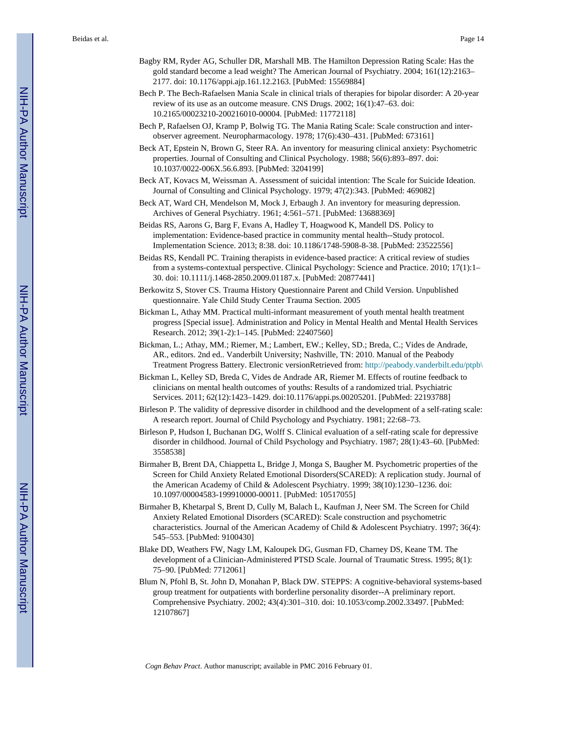Bagby RM, Ryder AG, Schuller DR, Marshall MB. The Hamilton Depression Rating Scale: Has the gold standard become a lead weight? The American Journal of Psychiatry. 2004; 161(12):2163–2177. doi: 10.1176/appi.ajp.161.12.2163. [PubMed: 15569884]

Bech P. The Bech-Rafaelsen Mania Scale in clinical trials of therapies for bipolar disorder: A 20-year review of its use as an outcome measure. CNS Drugs. 2002; 16(1):47–63. doi: 10.2165/00023210-200216010-00004. [PubMed: 11772118]

Bech P, Rafaelsen OJ, Kramp P, Bolwig TG. The Mania Rating Scale: Scale construction and inter-observer agreement. Neuropharmacology. 1978; 17(6):430–431. [PubMed: 673161]

Beck AT, Epstein N, Brown G, Steer RA. An inventory for measuring clinical anxiety: Psychometric properties. Journal of Consulting and Clinical Psychology. 1988; 56(6):893–897. doi: 10.1037/0022-006X.56.6.893. [PubMed: 3204199]

Beck AT, Kovacs M, Weissman A. Assessment of suicidal intention: The Scale for Suicide Ideation. Journal of Consulting and Clinical Psychology. 1979; 47(2):343. [PubMed: 469082]

Beck AT, Ward CH, Mendelson M, Mock J, Erbaugh J. An inventory for measuring depression. Archives of General Psychiatry. 1961; 4:561–571. [PubMed: 13688369]

Beidas RS, Aarons G, Barg F, Evans A, Hadley T, Hoagwood K, Mandell DS. Policy to implementation: Evidence-based practice in community mental health--Study protocol. Implementation Science. 2013; 8:38. doi: 10.1186/1748-5908-8-38. [PubMed: 23522556]

Beidas RS, Kendall PC. Training therapists in evidence-based practice: A critical review of studies from a systems-contextual perspective. Clinical Psychology: Science and Practice. 2010; 17(1):1–30. doi: 10.1111/j.1468-2850.2009.01187.x. [PubMed: 20877441]

Berkowitz S, Stover CS. Trauma History Questionnaire Parent and Child Version. Unpublished questionnaire. Yale Child Study Center Trauma Section. 2005

Bickman L, Athay MM. Practical multi-informant measurement of youth mental health treatment progress [Special issue]. Administration and Policy in Mental Health and Mental Health Services Research. 2012; 39(1-2):1–145. [PubMed: 22407560]

Bickman, L.; Athay, MM.; Riemer, M.; Lambert, EW.; Kelley, SD.; Breda, C.; Vides de Andrade, AR., editors. 2nd ed.. Vanderbilt University; Nashville, TN: 2010. Manual of the Peabody Treatment Progress Battery. Electronic versionRetrieved from: http://peabody.vanderbilt.edu/ptpb\

Bickman L, Kelley SD, Breda C, Vides de Andrade AR, Riemer M. Effects of routine feedback to clinicians on mental health outcomes of youths: Results of a randomized trial. Psychiatric Services. 2011; 62(12):1423–1429. doi:10.1176/appi.ps.00205201. [PubMed: 22193788]

Birleson P. The validity of depressive disorder in childhood and the development of a self-rating scale: A research report. Journal of Child Psychology and Psychiatry. 1981; 22:68–73.

Birleson P, Hudson I, Buchanan DG, Wolff S. Clinical evaluation of a self-rating scale for depressive disorder in childhood. Journal of Child Psychology and Psychiatry. 1987; 28(1):43–60. [PubMed: 3558538]

Birmaher B, Brent DA, Chiappetta L, Bridge J, Monga S, Baugher M. Psychometric properties of the Screen for Child Anxiety Related Emotional Disorders(SCARED): A replication study. Journal of the American Academy of Child & Adolescent Psychiatry. 1999; 38(10):1230–1236. doi: 10.1097/00004583-199910000-00011. [PubMed: 10517055]

Birmaher B, Khetarpal S, Brent D, Cully M, Balach L, Kaufman J, Neer SM. The Screen for Child Anxiety Related Emotional Disorders (SCARED): Scale construction and psychometric characteristics. Journal of the American Academy of Child & Adolescent Psychiatry. 1997; 36(4): 545–553. [PubMed: 9100430]

Blake DD, Weathers FW, Nagy LM, Kaloupek DG, Gusman FD, Charney DS, Keane TM. The development of a Clinician-Administered PTSD Scale. Journal of Traumatic Stress. 1995; 8(1): 75–90. [PubMed: 7712061]

Blum N, Pfohl B, St. John D, Monahan P, Black DW. STEPPS: A cognitive-behavioral systems-based group treatment for outpatients with borderline personality disorder--A preliminary report. Comprehensive Psychiatry. 2002; 43(4):301–310. doi: 10.1053/comp.2002.33497. [PubMed: 12107867]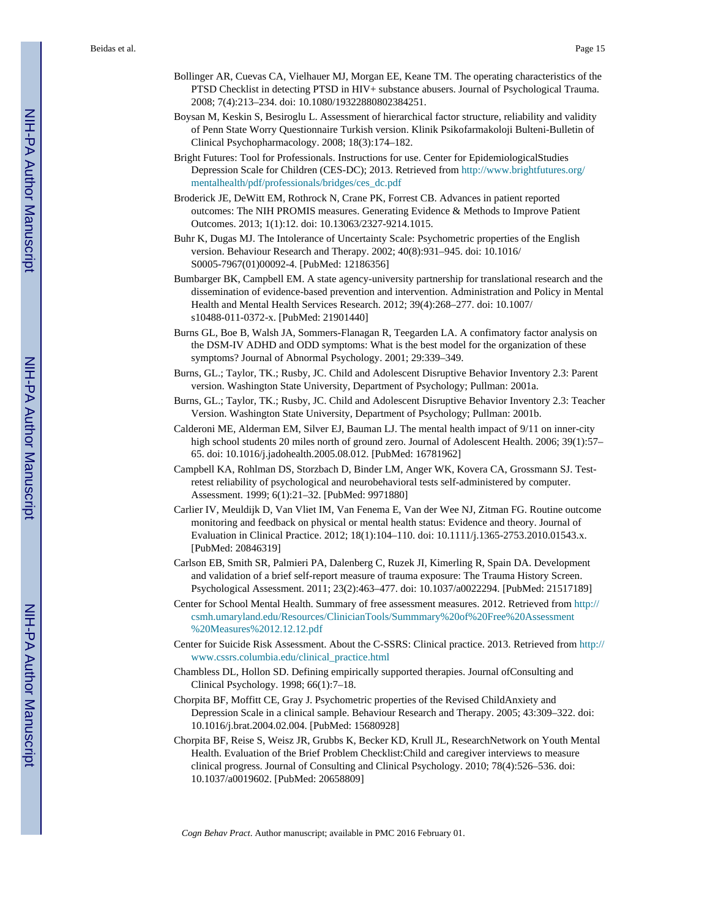Bollinger AR, Cuevas CA, Vielhauer MJ, Morgan EE, Keane TM. The operating characteristics of the PTSD Checklist in detecting PTSD in HIV+ substance abusers. Journal of Psychological Trauma. 2008; 7(4):213–234. doi: 10.1080/19322880802384251.

Boysan M, Keskin S, Besiroglu L. Assessment of hierarchical factor structure, reliability and validity of Penn State Worry Questionnaire Turkish version. Klinik Psikofarmakoloji Bulteni-Bulletin of Clinical Psychopharmacology. 2008; 18(3):174–182.

Bright Futures: Tool for Professionals. Instructions for use. Center for EpidemiologicalStudies Depression Scale for Children (CES-DC); 2013. Retrieved from http://www.brightfutures.org/mentalhealth/pdf/professionals/bridges/ces_dc.pdf

Broderick JE, DeWitt EM, Rothrock N, Crane PK, Forrest CB. Advances in patient reported outcomes: The NIH PROMIS measures. Generating Evidence & Methods to Improve Patient Outcomes. 2013; 1(1):12. doi: 10.13063/2327-9214.1015.

Buhr K, Dugas MJ. The Intolerance of Uncertainty Scale: Psychometric properties of the English version. Behaviour Research and Therapy. 2002; 40(8):931–945. doi: 10.1016/S0005-7967(01)00092-4. [PubMed: 12186356]

Bumbarger BK, Campbell EM. A state agency-university partnership for translational research and the dissemination of evidence-based prevention and intervention. Administration and Policy in Mental Health and Mental Health Services Research. 2012; 39(4):268–277. doi: 10.1007/s10488-011-0372-x. [PubMed: 21901440]

Burns GL, Boe B, Walsh JA, Sommers-Flanagan R, Teegarden LA. A confimatory factor analysis on the DSM-IV ADHD and ODD symptoms: What is the best model for the organization of these symptoms? Journal of Abnormal Psychology. 2001; 29:339–349.

Burns, GL.; Taylor, TK.; Rusby, JC. Child and Adolescent Disruptive Behavior Inventory 2.3: Parent version. Washington State University, Department of Psychology; Pullman: 2001a.

Burns, GL.; Taylor, TK.; Rusby, JC. Child and Adolescent Disruptive Behavior Inventory 2.3: Teacher Version. Washington State University, Department of Psychology; Pullman: 2001b.

Calderoni ME, Alderman EM, Silver EJ, Bauman LJ. The mental health impact of 9/11 on inner-city high school students 20 miles north of ground zero. Journal of Adolescent Health. 2006; 39(1):57–65. doi: 10.1016/j.jadohealth.2005.08.012. [PubMed: 16781962]

Campbell KA, Rohlman DS, Storzbach D, Binder LM, Anger WK, Kovera CA, Grossmann SJ. Test-retest reliability of psychological and neurobehavioral tests self-administered by computer. Assessment. 1999; 6(1):21–32. [PubMed: 9971880]

Carlier IV, Meuldijk D, Van Vliet IM, Van Fenema E, Van der Wee NJ, Zitman FG. Routine outcome monitoring and feedback on physical or mental health status: Evidence and theory. Journal of Evaluation in Clinical Practice. 2012; 18(1):104–110. doi: 10.1111/j.1365-2753.2010.01543.x. [PubMed: 20846319]

Carlson EB, Smith SR, Palmieri PA, Dalenberg C, Ruzek JI, Kimerling R, Spain DA. Development and validation of a brief self-report measure of trauma exposure: The Trauma History Screen. Psychological Assessment. 2011; 23(2):463–477. doi: 10.1037/a0022294. [PubMed: 21517189]

Center for School Mental Health. Summary of free assessment measures. 2012. Retrieved from http://csmh.umaryland.edu/Resources/ClinicianTools/Summmary%20of%20Free%20Assessment%20Measures%2012.12.12.pdf

Center for Suicide Risk Assessment. About the C-SSRS: Clinical practice. 2013. Retrieved from http://www.cssrs.columbia.edu/clinical_practice.html

Chambless DL, Hollon SD. Defining empirically supported therapies. Journal ofConsulting and Clinical Psychology. 1998; 66(1):7–18.

Chorpita BF, Moffitt CE, Gray J. Psychometric properties of the Revised ChildAnxiety and Depression Scale in a clinical sample. Behaviour Research and Therapy. 2005; 43:309–322. doi: 10.1016/j.brat.2004.02.004. [PubMed: 15680928]

Chorpita BF, Reise S, Weisz JR, Grubbs K, Becker KD, Krull JL, ResearchNetwork on Youth Mental Health. Evaluation of the Brief Problem Checklist:Child and caregiver interviews to measure clinical progress. Journal of Consulting and Clinical Psychology. 2010; 78(4):526–536. doi: 10.1037/a0019602. [PubMed: 20658809]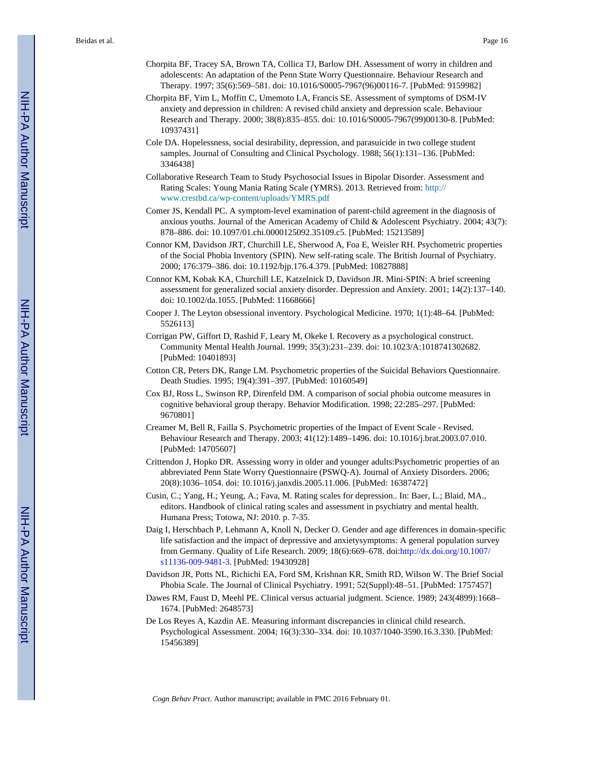Chorpita BF, Tracey SA, Brown TA, Collica TJ, Barlow DH. Assessment of worry in children and adolescents: An adaptation of the Penn State Worry Questionnaire. Behaviour Research and Therapy. 1997; 35(6):569–581. doi: 10.1016/S0005-7967(96)00116-7. [PubMed: 9159982]

Chorpita BF, Yim L, Moffitt C, Umemoto LA, Francis SE. Assessment of symptoms of DSM-IV anxiety and depression in children: A revised child anxiety and depression scale. Behaviour Research and Therapy. 2000; 38(8):835–855. doi: 10.1016/S0005-7967(99)00130-8. [PubMed: 10937431]

Cole DA. Hopelessness, social desirability, depression, and parasuicide in two college student samples. Journal of Consulting and Clinical Psychology. 1988; 56(1):131–136. [PubMed: 3346438]

Collaborative Research Team to Study Psychosocial Issues in Bipolar Disorder. Assessment and Rating Scales: Young Mania Rating Scale (YMRS). 2013. Retrieved from: http://www.crestbd.ca/wp-content/uploads/YMRS.pdf

Comer JS, Kendall PC. A symptom-level examination of parent-child agreement in the diagnosis of anxious youths. Journal of the American Academy of Child & Adolescent Psychiatry. 2004; 43(7): 878–886. doi: 10.1097/01.chi.0000125092.35109.c5. [PubMed: 15213589]

Connor KM, Davidson JRT, Churchill LE, Sherwood A, Foa E, Weisler RH. Psychometric properties of the Social Phobia Inventory (SPIN). New self-rating scale. The British Journal of Psychiatry. 2000; 176:379–386. doi: 10.1192/bjp.176.4.379. [PubMed: 10827888]

Connor KM, Kobak KA, Churchill LE, Katzelnick D, Davidson JR. Mini-SPIN: A brief screening assessment for generalized social anxiety disorder. Depression and Anxiety. 2001; 14(2):137–140. doi: 10.1002/da.1055. [PubMed: 11668666]

Cooper J. The Leyton obsessional inventory. Psychological Medicine. 1970; 1(1):48–64. [PubMed: 5526113]

Corrigan PW, Giffort D, Rashid F, Leary M, Okeke I. Recovery as a psychological construct. Community Mental Health Journal. 1999; 35(3):231–239. doi: 10.1023/A:1018741302682. [PubMed: 10401893]

Cotton CR, Peters DK, Range LM. Psychometric properties of the Suicidal Behaviors Questionnaire. Death Studies. 1995; 19(4):391–397. [PubMed: 10160549]

Cox BJ, Ross L, Swinson RP, Direnfeld DM. A comparison of social phobia outcome measures in cognitive behavioral group therapy. Behavior Modification. 1998; 22:285–297. [PubMed: 9670801]

Creamer M, Bell R, Failla S. Psychometric properties of the Impact of Event Scale - Revised. Behaviour Research and Therapy. 2003; 41(12):1489–1496. doi: 10.1016/j.brat.2003.07.010. [PubMed: 14705607]

Crittendon J, Hopko DR. Assessing worry in older and younger adults:Psychometric properties of an abbreviated Penn State Worry Questionnaire (PSWQ-A). Journal of Anxiety Disorders. 2006; 20(8):1036–1054. doi: 10.1016/j.janxdis.2005.11.006. [PubMed: 16387472]

Cusin, C.; Yang, H.; Yeung, A.; Fava, M. Rating scales for depression.. In: Baer, L.; Blaid, MA., editors. Handbook of clinical rating scales and assessment in psychiatry and mental health. Humana Press; Totowa, NJ: 2010. p. 7-35.

Daig I, Herschbach P, Lehmann A, Knoll N, Decker O. Gender and age differences in domain-specific life satisfaction and the impact of depressive and anxietysymptoms: A general population survey from Germany. Quality of Life Research. 2009; 18(6):669–678. doi:http://dx.doi.org/10.1007/s11136-009-9481-3. [PubMed: 19430928]

Davidson JR, Potts NL, Richichi EA, Ford SM, Krishnan KR, Smith RD, Wilson W. The Brief Social Phobia Scale. The Journal of Clinical Psychiatry. 1991; 52(Suppl):48–51. [PubMed: 1757457]

Dawes RM, Faust D, Meehl PE. Clinical versus actuarial judgment. Science. 1989; 243(4899):1668–1674. [PubMed: 2648573]

De Los Reyes A, Kazdin AE. Measuring informant discrepancies in clinical child research. Psychological Assessment. 2004; 16(3):330–334. doi: 10.1037/1040-3590.16.3.330. [PubMed: 15456389]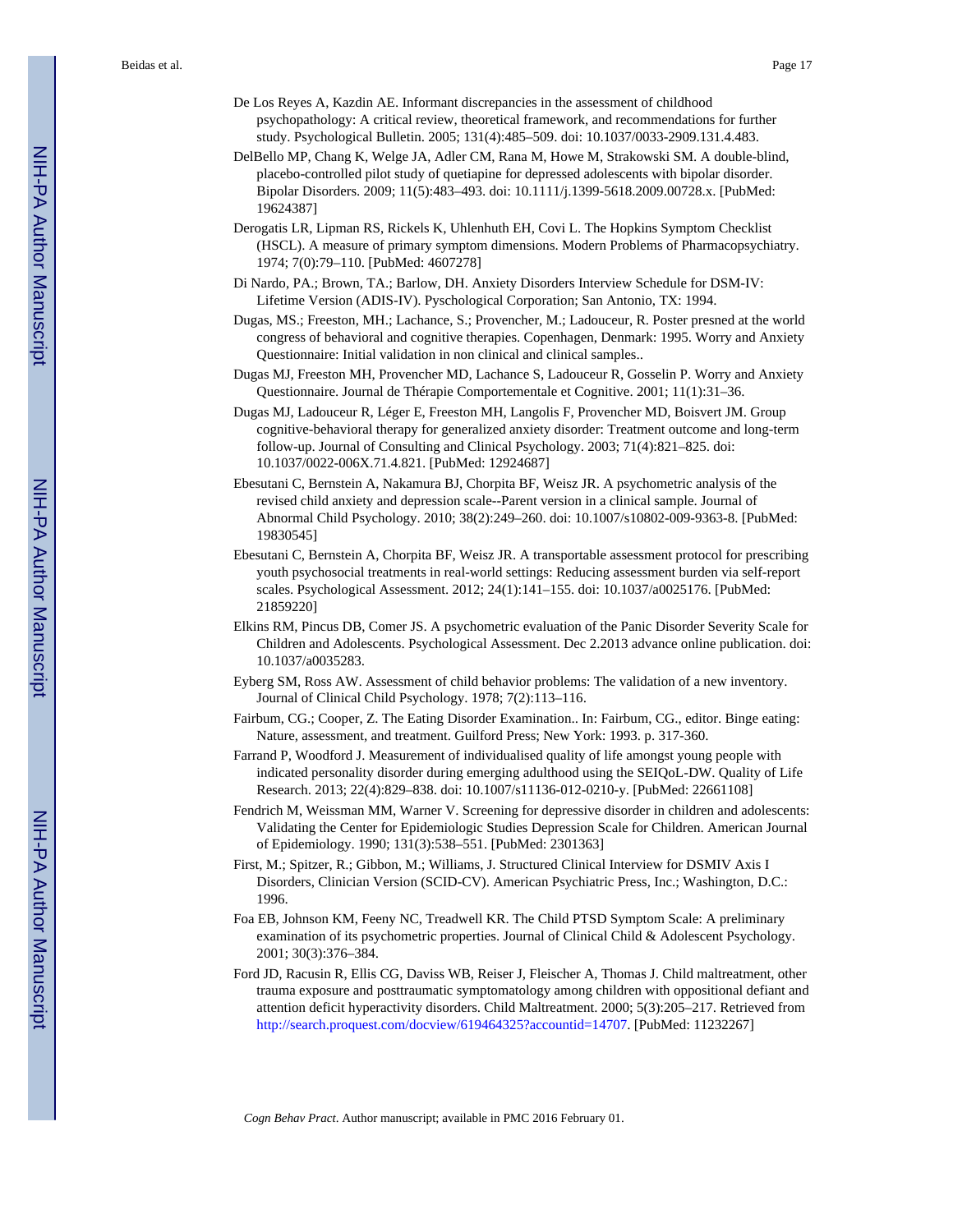De Los Reyes A, Kazdin AE. Informant discrepancies in the assessment of childhood psychopathology: A critical review, theoretical framework, and recommendations for further study. Psychological Bulletin. 2005; 131(4):485–509. doi: 10.1037/0033-2909.131.4.483.

DelBello MP, Chang K, Welge JA, Adler CM, Rana M, Howe M, Strakowski SM. A double-blind, placebo-controlled pilot study of quetiapine for depressed adolescents with bipolar disorder. Bipolar Disorders. 2009; 11(5):483–493. doi: 10.1111/j.1399-5618.2009.00728.x. [PubMed: 19624387]

Derogatis LR, Lipman RS, Rickels K, Uhlenhuth EH, Covi L. The Hopkins Symptom Checklist (HSCL). A measure of primary symptom dimensions. Modern Problems of Pharmacopsychiatry. 1974; 7(0):79–110. [PubMed: 4607278]

Di Nardo, PA.; Brown, TA.; Barlow, DH. Anxiety Disorders Interview Schedule for DSM-IV: Lifetime Version (ADIS-IV). Pyschological Corporation; San Antonio, TX: 1994.

Dugas, MS.; Freeston, MH.; Lachance, S.; Provencher, M.; Ladouceur, R. Poster presned at the world congress of behavioral and cognitive therapies. Copenhagen, Denmark: 1995. Worry and Anxiety Questionnaire: Initial validation in non clinical and clinical samples..

Dugas MJ, Freeston MH, Provencher MD, Lachance S, Ladouceur R, Gosselin P. Worry and Anxiety Questionnaire. Journal de Thérapie Comportementale et Cognitive. 2001; 11(1):31–36.

Dugas MJ, Ladouceur R, Léger E, Freeston MH, Langolis F, Provencher MD, Boisvert JM. Group cognitive-behavioral therapy for generalized anxiety disorder: Treatment outcome and long-term follow-up. Journal of Consulting and Clinical Psychology. 2003; 71(4):821–825. doi: 10.1037/0022-006X.71.4.821. [PubMed: 12924687]

Ebesutani C, Bernstein A, Nakamura BJ, Chorpita BF, Weisz JR. A psychometric analysis of the revised child anxiety and depression scale--Parent version in a clinical sample. Journal of Abnormal Child Psychology. 2010; 38(2):249–260. doi: 10.1007/s10802-009-9363-8. [PubMed: 19830545]

Ebesutani C, Bernstein A, Chorpita BF, Weisz JR. A transportable assessment protocol for prescribing youth psychosocial treatments in real-world settings: Reducing assessment burden via self-report scales. Psychological Assessment. 2012; 24(1):141–155. doi: 10.1037/a0025176. [PubMed: 21859220]

Elkins RM, Pincus DB, Comer JS. A psychometric evaluation of the Panic Disorder Severity Scale for Children and Adolescents. Psychological Assessment. Dec 2.2013 advance online publication. doi: 10.1037/a0035283.

Eyberg SM, Ross AW. Assessment of child behavior problems: The validation of a new inventory. Journal of Clinical Child Psychology. 1978; 7(2):113–116.

Fairbum, CG.; Cooper, Z. The Eating Disorder Examination.. In: Fairbum, CG., editor. Binge eating: Nature, assessment, and treatment. Guilford Press; New York: 1993. p. 317-360.

Farrand P, Woodford J. Measurement of individualised quality of life amongst young people with indicated personality disorder during emerging adulthood using the SEIQoL-DW. Quality of Life Research. 2013; 22(4):829–838. doi: 10.1007/s11136-012-0210-y. [PubMed: 22661108]

Fendrich M, Weissman MM, Warner V. Screening for depressive disorder in children and adolescents: Validating the Center for Epidemiologic Studies Depression Scale for Children. American Journal of Epidemiology. 1990; 131(3):538–551. [PubMed: 2301363]

First, M.; Spitzer, R.; Gibbon, M.; Williams, J. Structured Clinical Interview for DSMIV Axis I Disorders, Clinician Version (SCID-CV). American Psychiatric Press, Inc.; Washington, D.C.: 1996.

Foa EB, Johnson KM, Feeny NC, Treadwell KR. The Child PTSD Symptom Scale: A preliminary examination of its psychometric properties. Journal of Clinical Child & Adolescent Psychology. 2001; 30(3):376–384.

Ford JD, Racusin R, Ellis CG, Daviss WB, Reiser J, Fleischer A, Thomas J. Child maltreatment, other trauma exposure and posttraumatic symptomatology among children with oppositional defiant and attention deficit hyperactivity disorders. Child Maltreatment. 2000; 5(3):205–217. Retrieved from http://search.proquest.com/docview/619464325?accountid=14707. [PubMed: 11232267]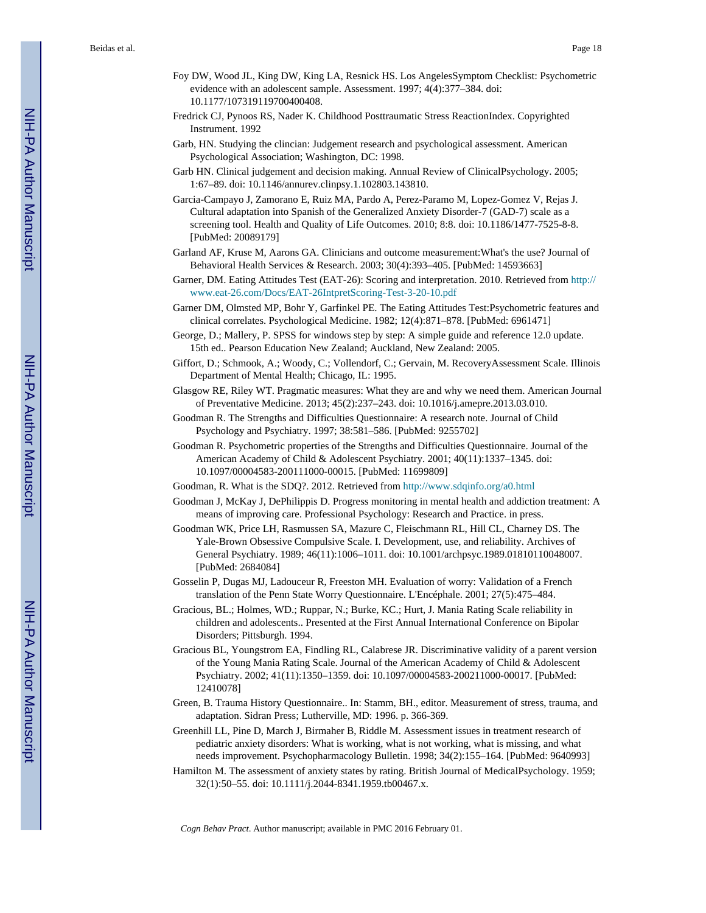Foy DW, Wood JL, King DW, King LA, Resnick HS. Los AngelesSymptom Checklist: Psychometric evidence with an adolescent sample. Assessment. 1997; 4(4):377–384. doi: 10.1177/107319119700400408.

Fredrick CJ, Pynoos RS, Nader K. Childhood Posttraumatic Stress ReactionIndex. Copyrighted Instrument. 1992

Garb, HN. Studying the clincian: Judgement research and psychological assessment. American Psychological Association; Washington, DC: 1998.

Garb HN. Clinical judgement and decision making. Annual Review of ClinicalPsychology. 2005; 1:67–89. doi: 10.1146/annurev.clinpsy.1.102803.143810.

Garcia-Campayo J, Zamorano E, Ruiz MA, Pardo A, Perez-Paramo M, Lopez-Gomez V, Rejas J. Cultural adaptation into Spanish of the Generalized Anxiety Disorder-7 (GAD-7) scale as a screening tool. Health and Quality of Life Outcomes. 2010; 8:8. doi: 10.1186/1477-7525-8-8. [PubMed: 20089179]

Garland AF, Kruse M, Aarons GA. Clinicians and outcome measurement:What's the use? Journal of Behavioral Health Services & Research. 2003; 30(4):393–405. [PubMed: 14593663]

Garner, DM. Eating Attitudes Test (EAT-26): Scoring and interpretation. 2010. Retrieved from http://www.eat-26.com/Docs/EAT-26IntpretScoring-Test-3-20-10.pdf

Garner DM, Olmsted MP, Bohr Y, Garfinkel PE. The Eating Attitudes Test:Psychometric features and clinical correlates. Psychological Medicine. 1982; 12(4):871–878. [PubMed: 6961471]

George, D.; Mallery, P. SPSS for windows step by step: A simple guide and reference 12.0 update. 15th ed.. Pearson Education New Zealand; Auckland, New Zealand: 2005.

Giffort, D.; Schmook, A.; Woody, C.; Vollendorf, C.; Gervain, M. RecoveryAssessment Scale. Illinois Department of Mental Health; Chicago, IL: 1995.

Glasgow RE, Riley WT. Pragmatic measures: What they are and why we need them. American Journal of Preventative Medicine. 2013; 45(2):237–243. doi: 10.1016/j.amepre.2013.03.010.

Goodman R. The Strengths and Difficulties Questionnaire: A research note. Journal of Child Psychology and Psychiatry. 1997; 38:581–586. [PubMed: 9255702]

Goodman R. Psychometric properties of the Strengths and Difficulties Questionnaire. Journal of the American Academy of Child & Adolescent Psychiatry. 2001; 40(11):1337–1345. doi: 10.1097/00004583-200111000-00015. [PubMed: 11699809]

Goodman, R. What is the SDQ?. 2012. Retrieved from http://www.sdqinfo.org/a0.html

Goodman J, McKay J, DePhilippis D. Progress monitoring in mental health and addiction treatment: A means of improving care. Professional Psychology: Research and Practice. in press.

Goodman WK, Price LH, Rasmussen SA, Mazure C, Fleischmann RL, Hill CL, Charney DS. The Yale-Brown Obsessive Compulsive Scale. I. Development, use, and reliability. Archives of General Psychiatry. 1989; 46(11):1006–1011. doi: 10.1001/archpsyc.1989.01810110048007. [PubMed: 2684084]

Gosselin P, Dugas MJ, Ladouceur R, Freeston MH. Evaluation of worry: Validation of a French translation of the Penn State Worry Questionnaire. L'Encéphale. 2001; 27(5):475–484.

Gracious, BL.; Holmes, WD.; Ruppar, N.; Burke, KC.; Hurt, J. Mania Rating Scale reliability in children and adolescents.. Presented at the First Annual International Conference on Bipolar Disorders; Pittsburgh. 1994.

Gracious BL, Youngstrom EA, Findling RL, Calabrese JR. Discriminative validity of a parent version of the Young Mania Rating Scale. Journal of the American Academy of Child & Adolescent Psychiatry. 2002; 41(11):1350–1359. doi: 10.1097/00004583-200211000-00017. [PubMed: 12410078]

Green, B. Trauma History Questionnaire.. In: Stamm, BH., editor. Measurement of stress, trauma, and adaptation. Sidran Press; Lutherville, MD: 1996. p. 366-369.

Greenhill LL, Pine D, March J, Birmaher B, Riddle M. Assessment issues in treatment research of pediatric anxiety disorders: What is working, what is not working, what is missing, and what needs improvement. Psychopharmacology Bulletin. 1998; 34(2):155–164. [PubMed: 9640993]

Hamilton M. The assessment of anxiety states by rating. British Journal of MedicalPsychology. 1959; 32(1):50–55. doi: 10.1111/j.2044-8341.1959.tb00467.x.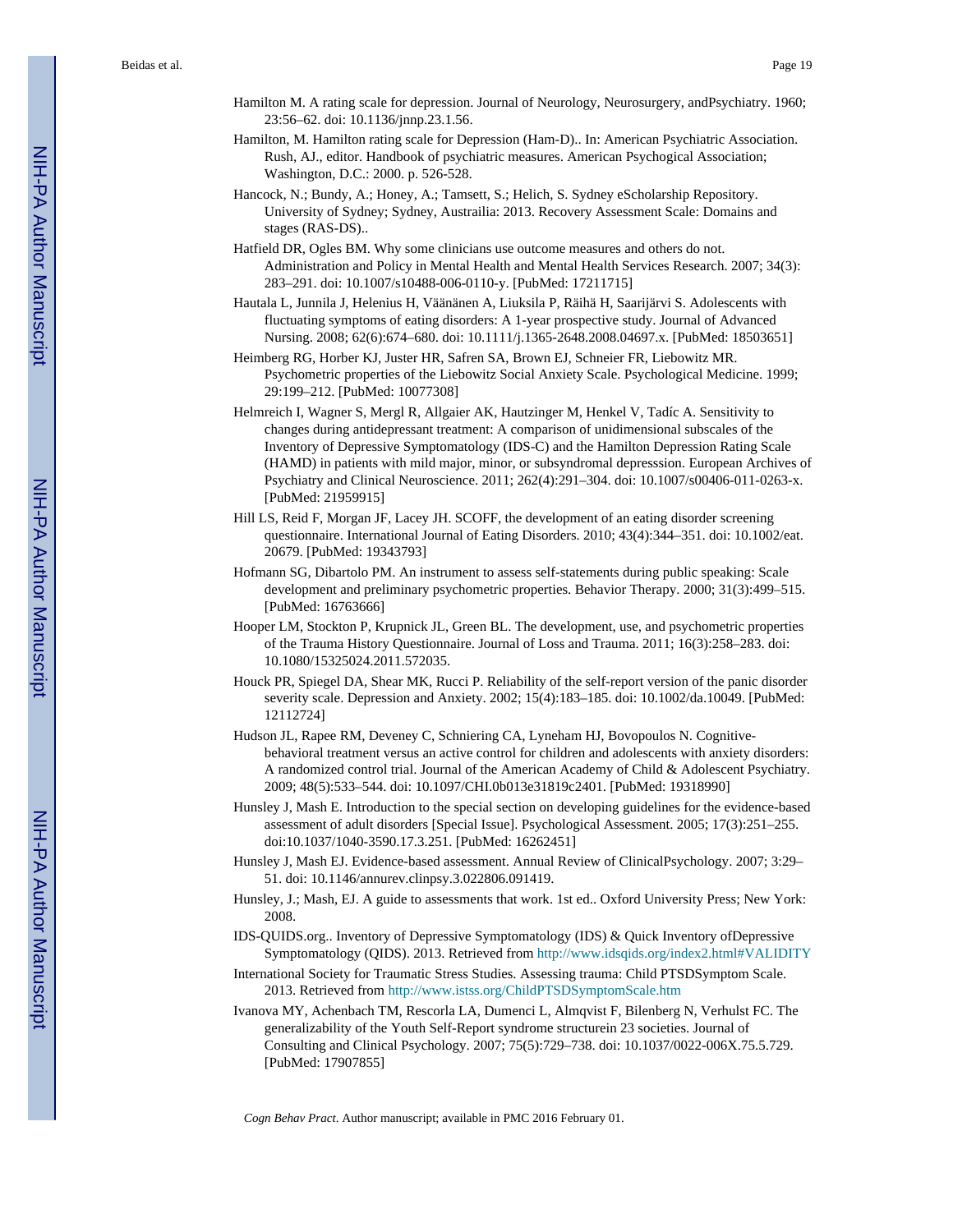Hamilton M. A rating scale for depression. Journal of Neurology, Neurosurgery, andPsychiatry. 1960; 23:56–62. doi: 10.1136/jnnp.23.1.56.

Hamilton, M. Hamilton rating scale for Depression (Ham-D).. In: American Psychiatric Association. Rush, AJ., editor. Handbook of psychiatric measures. American Psychogical Association; Washington, D.C.: 2000. p. 526-528.

Hancock, N.; Bundy, A.; Honey, A.; Tamsett, S.; Helich, S. Sydney eScholarship Repository. University of Sydney; Sydney, Austrailia: 2013. Recovery Assessment Scale: Domains and stages (RAS-DS)..

Hatfield DR, Ogles BM. Why some clinicians use outcome measures and others do not. Administration and Policy in Mental Health and Mental Health Services Research. 2007; 34(3): 283–291. doi: 10.1007/s10488-006-0110-y. [PubMed: 17211715]

Hautala L, Junnila J, Helenius H, Väänänen A, Liuksila P, Räihä H, Saarijärvi S. Adolescents with fluctuating symptoms of eating disorders: A 1-year prospective study. Journal of Advanced Nursing. 2008; 62(6):674–680. doi: 10.1111/j.1365-2648.2008.04697.x. [PubMed: 18503651]

Heimberg RG, Horber KJ, Juster HR, Safren SA, Brown EJ, Schneier FR, Liebowitz MR. Psychometric properties of the Liebowitz Social Anxiety Scale. Psychological Medicine. 1999; 29:199–212. [PubMed: 10077308]

Helmreich I, Wagner S, Mergl R, Allgaier AK, Hautzinger M, Henkel V, Tadíc A. Sensitivity to changes during antidepressant treatment: A comparison of unidimensional subscales of the Inventory of Depressive Symptomatology (IDS-C) and the Hamilton Depression Rating Scale (HAMD) in patients with mild major, minor, or subsyndromal depresssion. European Archives of Psychiatry and Clinical Neuroscience. 2011; 262(4):291–304. doi: 10.1007/s00406-011-0263-x. [PubMed: 21959915]

Hill LS, Reid F, Morgan JF, Lacey JH. SCOFF, the development of an eating disorder screening questionnaire. International Journal of Eating Disorders. 2010; 43(4):344–351. doi: 10.1002/eat. 20679. [PubMed: 19343793]

Hofmann SG, Dibartolo PM. An instrument to assess self-statements during public speaking: Scale development and preliminary psychometric properties. Behavior Therapy. 2000; 31(3):499–515. [PubMed: 16763666]

Hooper LM, Stockton P, Krupnick JL, Green BL. The development, use, and psychometric properties of the Trauma History Questionnaire. Journal of Loss and Trauma. 2011; 16(3):258–283. doi: 10.1080/15325024.2011.572035.

Houck PR, Spiegel DA, Shear MK, Rucci P. Reliability of the self-report version of the panic disorder severity scale. Depression and Anxiety. 2002; 15(4):183–185. doi: 10.1002/da.10049. [PubMed: 12112724]

Hudson JL, Rapee RM, Deveney C, Schniering CA, Lyneham HJ, Bovopoulos N. Cognitive-behavioral treatment versus an active control for children and adolescents with anxiety disorders: A randomized control trial. Journal of the American Academy of Child & Adolescent Psychiatry. 2009; 48(5):533–544. doi: 10.1097/CHI.0b013e31819c2401. [PubMed: 19318990]

Hunsley J, Mash E. Introduction to the special section on developing guidelines for the evidence-based assessment of adult disorders [Special Issue]. Psychological Assessment. 2005; 17(3):251–255. doi:10.1037/1040-3590.17.3.251. [PubMed: 16262451]

Hunsley J, Mash EJ. Evidence-based assessment. Annual Review of ClinicalPsychology. 2007; 3:29–51. doi: 10.1146/annurev.clinpsy.3.022806.091419.

Hunsley, J.; Mash, EJ. A guide to assessments that work. 1st ed.. Oxford University Press; New York: 2008.

IDS-QUIDS.org.. Inventory of Depressive Symptomatology (IDS) & Quick Inventory ofDepressive Symptomatology (QIDS). 2013. Retrieved from http://www.idsqids.org/index2.html#VALIDITY

International Society for Traumatic Stress Studies. Assessing trauma: Child PTSDSymptom Scale. 2013. Retrieved from http://www.istss.org/ChildPTSDSymptomScale.htm

Ivanova MY, Achenbach TM, Rescorla LA, Dumenci L, Almqvist F, Bilenberg N, Verhulst FC. The generalizability of the Youth Self-Report syndrome structurein 23 societies. Journal of Consulting and Clinical Psychology. 2007; 75(5):729–738. doi: 10.1037/0022-006X.75.5.729. [PubMed: 17907855]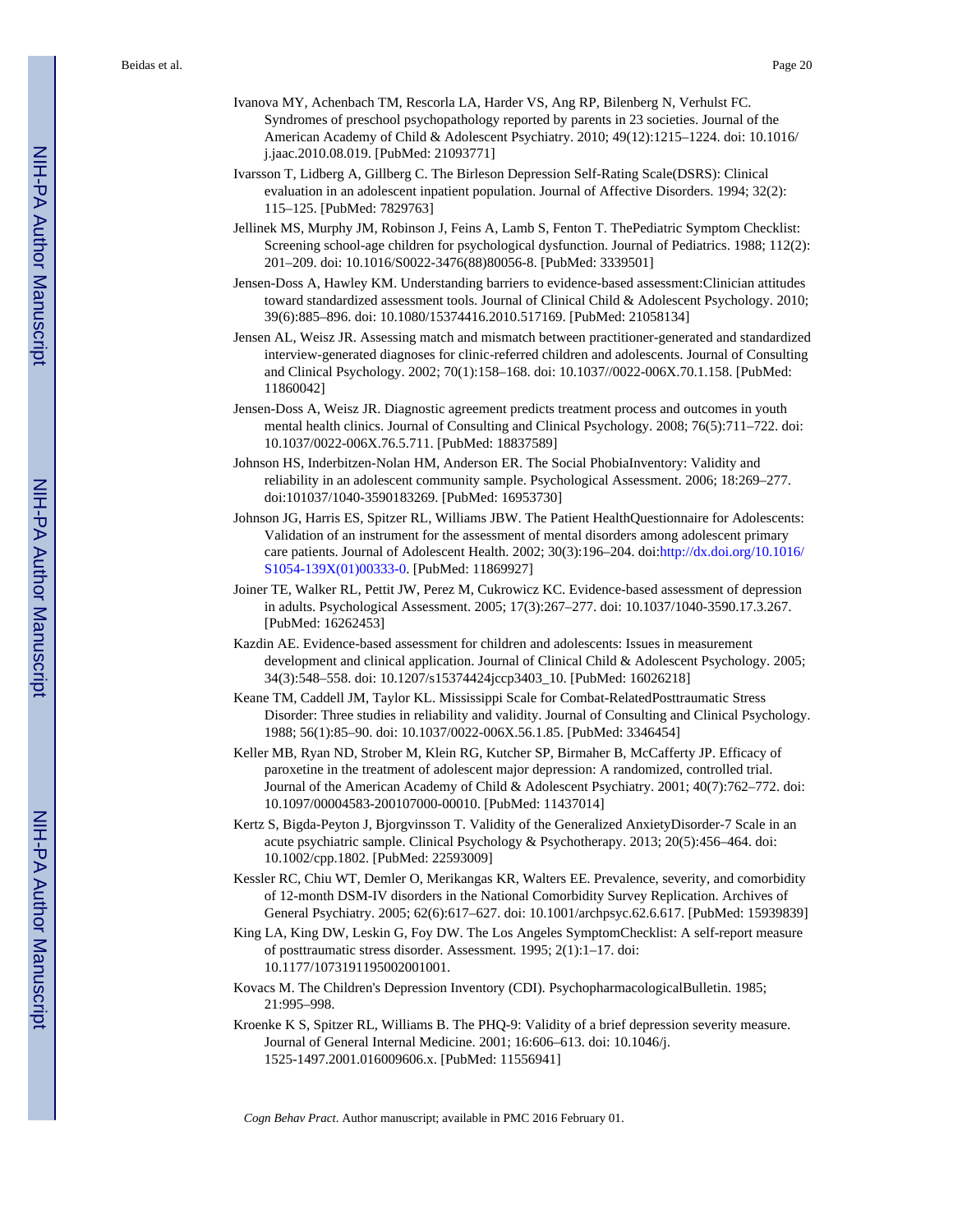Ivanova MY, Achenbach TM, Rescorla LA, Harder VS, Ang RP, Bilenberg N, Verhulst FC. Syndromes of preschool psychopathology reported by parents in 23 societies. Journal of the American Academy of Child & Adolescent Psychiatry. 2010; 49(12):1215–1224. doi: 10.1016/j.jaac.2010.08.019. [PubMed: 21093771]

Ivarsson T, Lidberg A, Gillberg C. The Birleson Depression Self-Rating Scale(DSRS): Clinical evaluation in an adolescent inpatient population. Journal of Affective Disorders. 1994; 32(2): 115–125. [PubMed: 7829763]

Jellinek MS, Murphy JM, Robinson J, Feins A, Lamb S, Fenton T. ThePediatric Symptom Checklist: Screening school-age children for psychological dysfunction. Journal of Pediatrics. 1988; 112(2): 201–209. doi: 10.1016/S0022-3476(88)80056-8. [PubMed: 3339501]

Jensen-Doss A, Hawley KM. Understanding barriers to evidence-based assessment:Clinician attitudes toward standardized assessment tools. Journal of Clinical Child & Adolescent Psychology. 2010; 39(6):885–896. doi: 10.1080/15374416.2010.517169. [PubMed: 21058134]

Jensen AL, Weisz JR. Assessing match and mismatch between practitioner-generated and standardized interview-generated diagnoses for clinic-referred children and adolescents. Journal of Consulting and Clinical Psychology. 2002; 70(1):158–168. doi: 10.1037//0022-006X.70.1.158. [PubMed: 11860042]

Jensen-Doss A, Weisz JR. Diagnostic agreement predicts treatment process and outcomes in youth mental health clinics. Journal of Consulting and Clinical Psychology. 2008; 76(5):711–722. doi: 10.1037/0022-006X.76.5.711. [PubMed: 18837589]

Johnson HS, Inderbitzen-Nolan HM, Anderson ER. The Social PhobiaInventory: Validity and reliability in an adolescent community sample. Psychological Assessment. 2006; 18:269–277. doi:101037/1040-3590183269. [PubMed: 16953730]

Johnson JG, Harris ES, Spitzer RL, Williams JBW. The Patient HealthQuestionnaire for Adolescents: Validation of an instrument for the assessment of mental disorders among adolescent primary care patients. Journal of Adolescent Health. 2002; 30(3):196–204. doi:http://dx.doi.org/10.1016/S1054-139X(01)00333-0. [PubMed: 11869927]

Joiner TE, Walker RL, Pettit JW, Perez M, Cukrowicz KC. Evidence-based assessment of depression in adults. Psychological Assessment. 2005; 17(3):267–277. doi: 10.1037/1040-3590.17.3.267. [PubMed: 16262453]

Kazdin AE. Evidence-based assessment for children and adolescents: Issues in measurement development and clinical application. Journal of Clinical Child & Adolescent Psychology. 2005; 34(3):548–558. doi: 10.1207/s15374424jccp3403_10. [PubMed: 16026218]

Keane TM, Caddell JM, Taylor KL. Mississippi Scale for Combat-RelatedPosttraumatic Stress Disorder: Three studies in reliability and validity. Journal of Consulting and Clinical Psychology. 1988; 56(1):85–90. doi: 10.1037/0022-006X.56.1.85. [PubMed: 3346454]

Keller MB, Ryan ND, Strober M, Klein RG, Kutcher SP, Birmaher B, McCafferty JP. Efficacy of paroxetine in the treatment of adolescent major depression: A randomized, controlled trial. Journal of the American Academy of Child & Adolescent Psychiatry. 2001; 40(7):762–772. doi: 10.1097/00004583-200107000-00010. [PubMed: 11437014]

Kertz S, Bigda-Peyton J, Bjorgvinsson T. Validity of the Generalized AnxietyDisorder-7 Scale in an acute psychiatric sample. Clinical Psychology & Psychotherapy. 2013; 20(5):456–464. doi: 10.1002/cpp.1802. [PubMed: 22593009]

Kessler RC, Chiu WT, Demler O, Merikangas KR, Walters EE. Prevalence, severity, and comorbidity of 12-month DSM-IV disorders in the National Comorbidity Survey Replication. Archives of General Psychiatry. 2005; 62(6):617–627. doi: 10.1001/archpsyc.62.6.617. [PubMed: 15939839]

King LA, King DW, Leskin G, Foy DW. The Los Angeles SymptomChecklist: A self-report measure of posttraumatic stress disorder. Assessment. 1995; 2(1):1–17. doi: 10.1177/1073191195002001001.

Kovacs M. The Children's Depression Inventory (CDI). PsychopharmacologicalBulletin. 1985; 21:995–998.

Kroenke K S, Spitzer RL, Williams B. The PHQ-9: Validity of a brief depression severity measure. Journal of General Internal Medicine. 2001; 16:606–613. doi: 10.1046/j.1525-1497.2001.016009606.x. [PubMed: 11556941]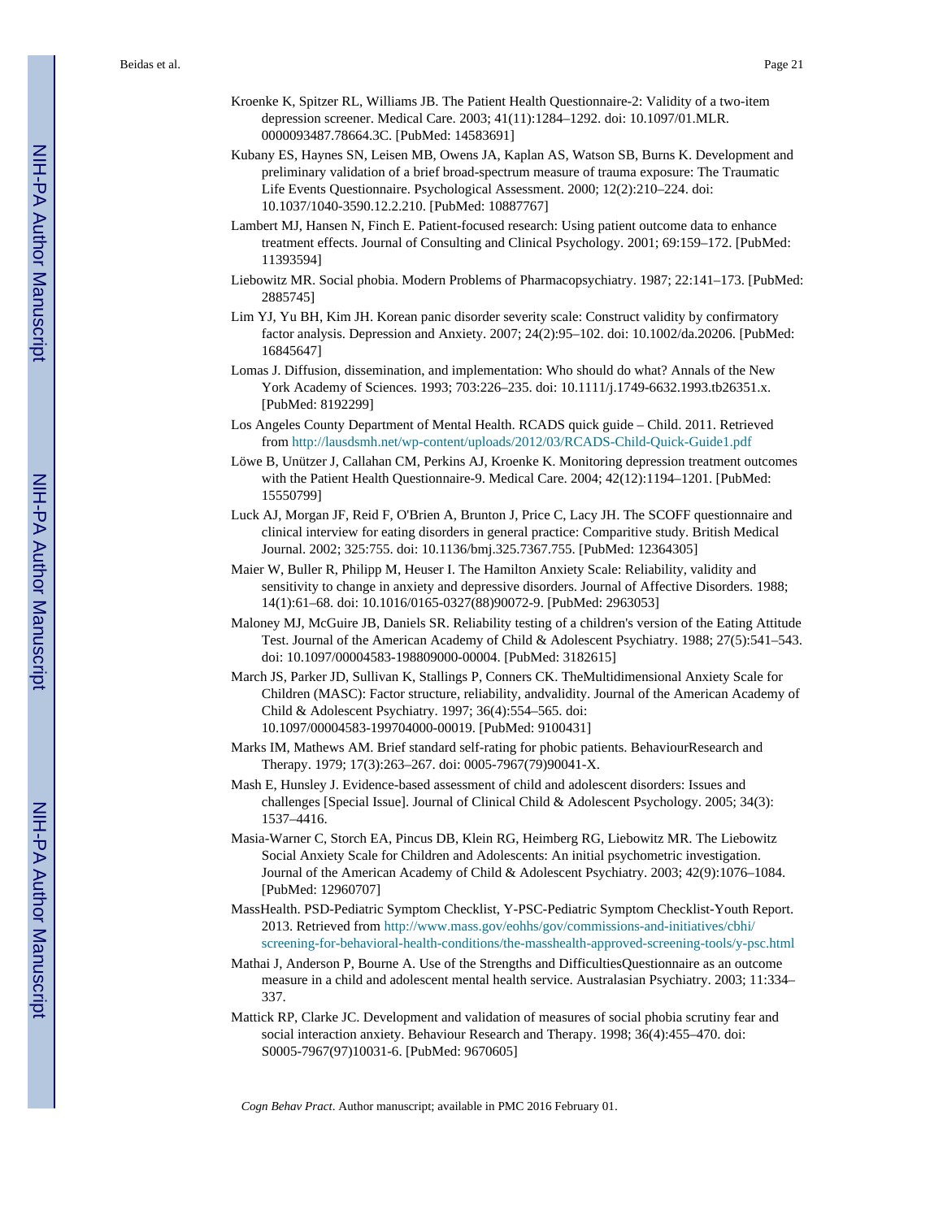Kroenke K, Spitzer RL, Williams JB. The Patient Health Questionnaire-2: Validity of a two-item depression screener. Medical Care. 2003; 41(11):1284–1292. doi: 10.1097/01.MLR. 0000093487.78664.3C. [PubMed: 14583691]

Kubany ES, Haynes SN, Leisen MB, Owens JA, Kaplan AS, Watson SB, Burns K. Development and preliminary validation of a brief broad-spectrum measure of trauma exposure: The Traumatic Life Events Questionnaire. Psychological Assessment. 2000; 12(2):210–224. doi: 10.1037/1040-3590.12.2.210. [PubMed: 10887767]

Lambert MJ, Hansen N, Finch E. Patient-focused research: Using patient outcome data to enhance treatment effects. Journal of Consulting and Clinical Psychology. 2001; 69:159–172. [PubMed: 11393594]

Liebowitz MR. Social phobia. Modern Problems of Pharmacopsychiatry. 1987; 22:141–173. [PubMed: 2885745]

Lim YJ, Yu BH, Kim JH. Korean panic disorder severity scale: Construct validity by confirmatory factor analysis. Depression and Anxiety. 2007; 24(2):95–102. doi: 10.1002/da.20206. [PubMed: 16845647]

Lomas J. Diffusion, dissemination, and implementation: Who should do what? Annals of the New York Academy of Sciences. 1993; 703:226–235. doi: 10.1111/j.1749-6632.1993.tb26351.x. [PubMed: 8192299]

Los Angeles County Department of Mental Health. RCADS quick guide – Child. 2011. Retrieved from http://lausdsmh.net/wp-content/uploads/2012/03/RCADS-Child-Quick-Guide1.pdf

Löwe B, Unützer J, Callahan CM, Perkins AJ, Kroenke K. Monitoring depression treatment outcomes with the Patient Health Questionnaire-9. Medical Care. 2004; 42(12):1194–1201. [PubMed: 15550799]

Luck AJ, Morgan JF, Reid F, O'Brien A, Brunton J, Price C, Lacy JH. The SCOFF questionnaire and clinical interview for eating disorders in general practice: Comparitive study. British Medical Journal. 2002; 325:755. doi: 10.1136/bmj.325.7367.755. [PubMed: 12364305]

Maier W, Buller R, Philipp M, Heuser I. The Hamilton Anxiety Scale: Reliability, validity and sensitivity to change in anxiety and depressive disorders. Journal of Affective Disorders. 1988; 14(1):61–68. doi: 10.1016/0165-0327(88)90072-9. [PubMed: 2963053]

Maloney MJ, McGuire JB, Daniels SR. Reliability testing of a children's version of the Eating Attitude Test. Journal of the American Academy of Child & Adolescent Psychiatry. 1988; 27(5):541–543. doi: 10.1097/00004583-198809000-00004. [PubMed: 3182615]

March JS, Parker JD, Sullivan K, Stallings P, Conners CK. TheMultidimensional Anxiety Scale for Children (MASC): Factor structure, reliability, andvalidity. Journal of the American Academy of Child & Adolescent Psychiatry. 1997; 36(4):554–565. doi: 10.1097/00004583-199704000-00019. [PubMed: 9100431]

Marks IM, Mathews AM. Brief standard self-rating for phobic patients. BehaviourResearch and Therapy. 1979; 17(3):263–267. doi: 0005-7967(79)90041-X.

Mash E, Hunsley J. Evidence-based assessment of child and adolescent disorders: Issues and challenges [Special Issue]. Journal of Clinical Child & Adolescent Psychology. 2005; 34(3): 1537–4416.

Masia-Warner C, Storch EA, Pincus DB, Klein RG, Heimberg RG, Liebowitz MR. The Liebowitz Social Anxiety Scale for Children and Adolescents: An initial psychometric investigation. Journal of the American Academy of Child & Adolescent Psychiatry. 2003; 42(9):1076–1084. [PubMed: 12960707]

MassHealth. PSD-Pediatric Symptom Checklist, Y-PSC-Pediatric Symptom Checklist-Youth Report. 2013. Retrieved from http://www.mass.gov/eohhs/gov/commissions-and-initiatives/cbhi/screening-for-behavioral-health-conditions/the-masshealth-approved-screening-tools/y-psc.html

Mathai J, Anderson P, Bourne A. Use of the Strengths and DifficultiesQuestionnaire as an outcome measure in a child and adolescent mental health service. Australasian Psychiatry. 2003; 11:334–337.

Mattick RP, Clarke JC. Development and validation of measures of social phobia scrutiny fear and social interaction anxiety. Behaviour Research and Therapy. 1998; 36(4):455–470. doi: S0005-7967(97)10031-6. [PubMed: 9670605]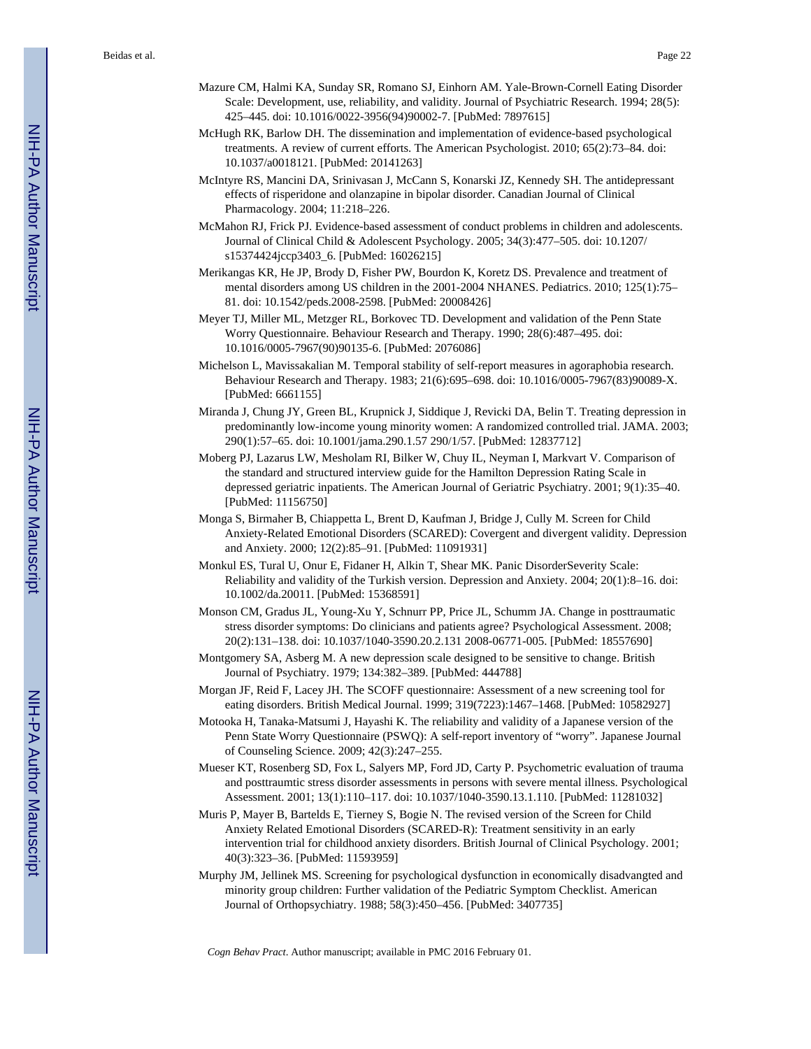Mazure CM, Halmi KA, Sunday SR, Romano SJ, Einhorn AM. Yale-Brown-Cornell Eating Disorder Scale: Development, use, reliability, and validity. Journal of Psychiatric Research. 1994; 28(5): 425–445. doi: 10.1016/0022-3956(94)90002-7. [PubMed: 7897615]

McHugh RK, Barlow DH. The dissemination and implementation of evidence-based psychological treatments. A review of current efforts. The American Psychologist. 2010; 65(2):73–84. doi: 10.1037/a0018121. [PubMed: 20141263]

McIntyre RS, Mancini DA, Srinivasan J, McCann S, Konarski JZ, Kennedy SH. The antidepressant effects of risperidone and olanzapine in bipolar disorder. Canadian Journal of Clinical Pharmacology. 2004; 11:218–226.

McMahon RJ, Frick PJ. Evidence-based assessment of conduct problems in children and adolescents. Journal of Clinical Child & Adolescent Psychology. 2005; 34(3):477–505. doi: 10.1207/s15374424jccp3403_6. [PubMed: 16026215]

Merikangas KR, He JP, Brody D, Fisher PW, Bourdon K, Koretz DS. Prevalence and treatment of mental disorders among US children in the 2001-2004 NHANES. Pediatrics. 2010; 125(1):75–81. doi: 10.1542/peds.2008-2598. [PubMed: 20008426]

Meyer TJ, Miller ML, Metzger RL, Borkovec TD. Development and validation of the Penn State Worry Questionnaire. Behaviour Research and Therapy. 1990; 28(6):487–495. doi: 10.1016/0005-7967(90)90135-6. [PubMed: 2076086]

Michelson L, Mavissakalian M. Temporal stability of self-report measures in agoraphobia research. Behaviour Research and Therapy. 1983; 21(6):695–698. doi: 10.1016/0005-7967(83)90089-X. [PubMed: 6661155]

Miranda J, Chung JY, Green BL, Krupnick J, Siddique J, Revicki DA, Belin T. Treating depression in predominantly low-income young minority women: A randomized controlled trial. JAMA. 2003; 290(1):57–65. doi: 10.1001/jama.290.1.57 290/1/57. [PubMed: 12837712]

Moberg PJ, Lazarus LW, Mesholam RI, Bilker W, Chuy IL, Neyman I, Markvart V. Comparison of the standard and structured interview guide for the Hamilton Depression Rating Scale in depressed geriatric inpatients. The American Journal of Geriatric Psychiatry. 2001; 9(1):35–40. [PubMed: 11156750]

Monga S, Birmaher B, Chiappetta L, Brent D, Kaufman J, Bridge J, Cully M. Screen for Child Anxiety-Related Emotional Disorders (SCARED): Covergent and divergent validity. Depression and Anxiety. 2000; 12(2):85–91. [PubMed: 11091931]

Monkul ES, Tural U, Onur E, Fidaner H, Alkin T, Shear MK. Panic DisorderSeverity Scale: Reliability and validity of the Turkish version. Depression and Anxiety. 2004; 20(1):8–16. doi: 10.1002/da.20011. [PubMed: 15368591]

Monson CM, Gradus JL, Young-Xu Y, Schnurr PP, Price JL, Schumm JA. Change in posttraumatic stress disorder symptoms: Do clinicians and patients agree? Psychological Assessment. 2008; 20(2):131–138. doi: 10.1037/1040-3590.20.2.131 2008-06771-005. [PubMed: 18557690]

Montgomery SA, Asberg M. A new depression scale designed to be sensitive to change. British Journal of Psychiatry. 1979; 134:382–389. [PubMed: 444788]

Morgan JF, Reid F, Lacey JH. The SCOFF questionnaire: Assessment of a new screening tool for eating disorders. British Medical Journal. 1999; 319(7223):1467–1468. [PubMed: 10582927]

Motooka H, Tanaka-Matsumi J, Hayashi K. The reliability and validity of a Japanese version of the Penn State Worry Questionnaire (PSWQ): A self-report inventory of "worry". Japanese Journal of Counseling Science. 2009; 42(3):247–255.

Mueser KT, Rosenberg SD, Fox L, Salyers MP, Ford JD, Carty P. Psychometric evaluation of trauma and posttraumtic stress disorder assessments in persons with severe mental illness. Psychological Assessment. 2001; 13(1):110–117. doi: 10.1037/1040-3590.13.1.110. [PubMed: 11281032]

Muris P, Mayer B, Bartelds E, Tierney S, Bogie N. The revised version of the Screen for Child Anxiety Related Emotional Disorders (SCARED-R): Treatment sensitivity in an early intervention trial for childhood anxiety disorders. British Journal of Clinical Psychology. 2001; 40(3):323–36. [PubMed: 11593959]

Murphy JM, Jellinek MS. Screening for psychological dysfunction in economically disadvangted and minority group children: Further validation of the Pediatric Symptom Checklist. American Journal of Orthopsychiatry. 1988; 58(3):450–456. [PubMed: 3407735]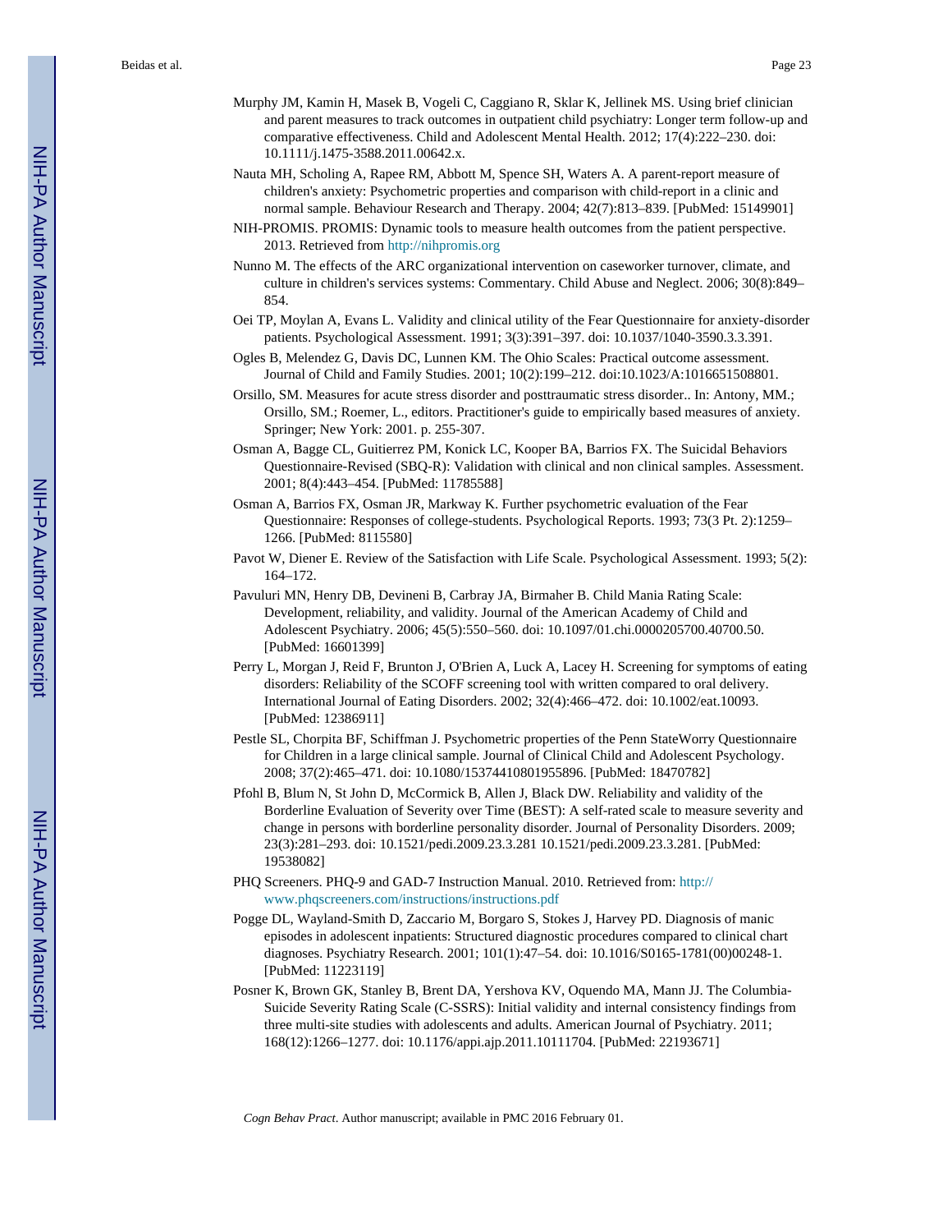Murphy JM, Kamin H, Masek B, Vogeli C, Caggiano R, Sklar K, Jellinek MS. Using brief clinician and parent measures to track outcomes in outpatient child psychiatry: Longer term follow-up and comparative effectiveness. Child and Adolescent Mental Health. 2012; 17(4):222–230. doi: 10.1111/j.1475-3588.2011.00642.x.

Nauta MH, Scholing A, Rapee RM, Abbott M, Spence SH, Waters A. A parent-report measure of children's anxiety: Psychometric properties and comparison with child-report in a clinic and normal sample. Behaviour Research and Therapy. 2004; 42(7):813–839. [PubMed: 15149901]

NIH-PROMIS. PROMIS: Dynamic tools to measure health outcomes from the patient perspective. 2013. Retrieved from http://nihpromis.org

Nunno M. The effects of the ARC organizational intervention on caseworker turnover, climate, and culture in children's services systems: Commentary. Child Abuse and Neglect. 2006; 30(8):849–854.

Oei TP, Moylan A, Evans L. Validity and clinical utility of the Fear Questionnaire for anxiety-disorder patients. Psychological Assessment. 1991; 3(3):391–397. doi: 10.1037/1040-3590.3.3.391.

Ogles B, Melendez G, Davis DC, Lunnen KM. The Ohio Scales: Practical outcome assessment. Journal of Child and Family Studies. 2001; 10(2):199–212. doi:10.1023/A:1016651508801.

Orsillo, SM. Measures for acute stress disorder and posttraumatic stress disorder.. In: Antony, MM.; Orsillo, SM.; Roemer, L., editors. Practitioner's guide to empirically based measures of anxiety. Springer; New York: 2001. p. 255-307.

Osman A, Bagge CL, Guitierrez PM, Konick LC, Kooper BA, Barrios FX. The Suicidal Behaviors Questionnaire-Revised (SBQ-R): Validation with clinical and non clinical samples. Assessment. 2001; 8(4):443–454. [PubMed: 11785588]

Osman A, Barrios FX, Osman JR, Markway K. Further psychometric evaluation of the Fear Questionnaire: Responses of college-students. Psychological Reports. 1993; 73(3 Pt. 2):1259–1266. [PubMed: 8115580]

Pavot W, Diener E. Review of the Satisfaction with Life Scale. Psychological Assessment. 1993; 5(2):164–172.

Pavuluri MN, Henry DB, Devineni B, Carbray JA, Birmaher B. Child Mania Rating Scale: Development, reliability, and validity. Journal of the American Academy of Child and Adolescent Psychiatry. 2006; 45(5):550–560. doi: 10.1097/01.chi.0000205700.40700.50. [PubMed: 16601399]

Perry L, Morgan J, Reid F, Brunton J, O'Brien A, Luck A, Lacey H. Screening for symptoms of eating disorders: Reliability of the SCOFF screening tool with written compared to oral delivery. International Journal of Eating Disorders. 2002; 32(4):466–472. doi: 10.1002/eat.10093. [PubMed: 12386911]

Pestle SL, Chorpita BF, Schiffman J. Psychometric properties of the Penn StateWorry Questionnaire for Children in a large clinical sample. Journal of Clinical Child and Adolescent Psychology. 2008; 37(2):465–471. doi: 10.1080/15374410801955896. [PubMed: 18470782]

Pfohl B, Blum N, St John D, McCormick B, Allen J, Black DW. Reliability and validity of the Borderline Evaluation of Severity over Time (BEST): A self-rated scale to measure severity and change in persons with borderline personality disorder. Journal of Personality Disorders. 2009; 23(3):281–293. doi: 10.1521/pedi.2009.23.3.281 10.1521/pedi.2009.23.3.281. [PubMed: 19538082]

PHQ Screeners. PHQ-9 and GAD-7 Instruction Manual. 2010. Retrieved from: http://www.phqscreeners.com/instructions/instructions.pdf

Pogge DL, Wayland-Smith D, Zaccario M, Borgaro S, Stokes J, Harvey PD. Diagnosis of manic episodes in adolescent inpatients: Structured diagnostic procedures compared to clinical chart diagnoses. Psychiatry Research. 2001; 101(1):47–54. doi: 10.1016/S0165-1781(00)00248-1. [PubMed: 11223119]

Posner K, Brown GK, Stanley B, Brent DA, Yershova KV, Oquendo MA, Mann JJ. The Columbia-Suicide Severity Rating Scale (C-SSRS): Initial validity and internal consistency findings from three multi-site studies with adolescents and adults. American Journal of Psychiatry. 2011; 168(12):1266–1277. doi: 10.1176/appi.ajp.2011.10111704. [PubMed: 22193671]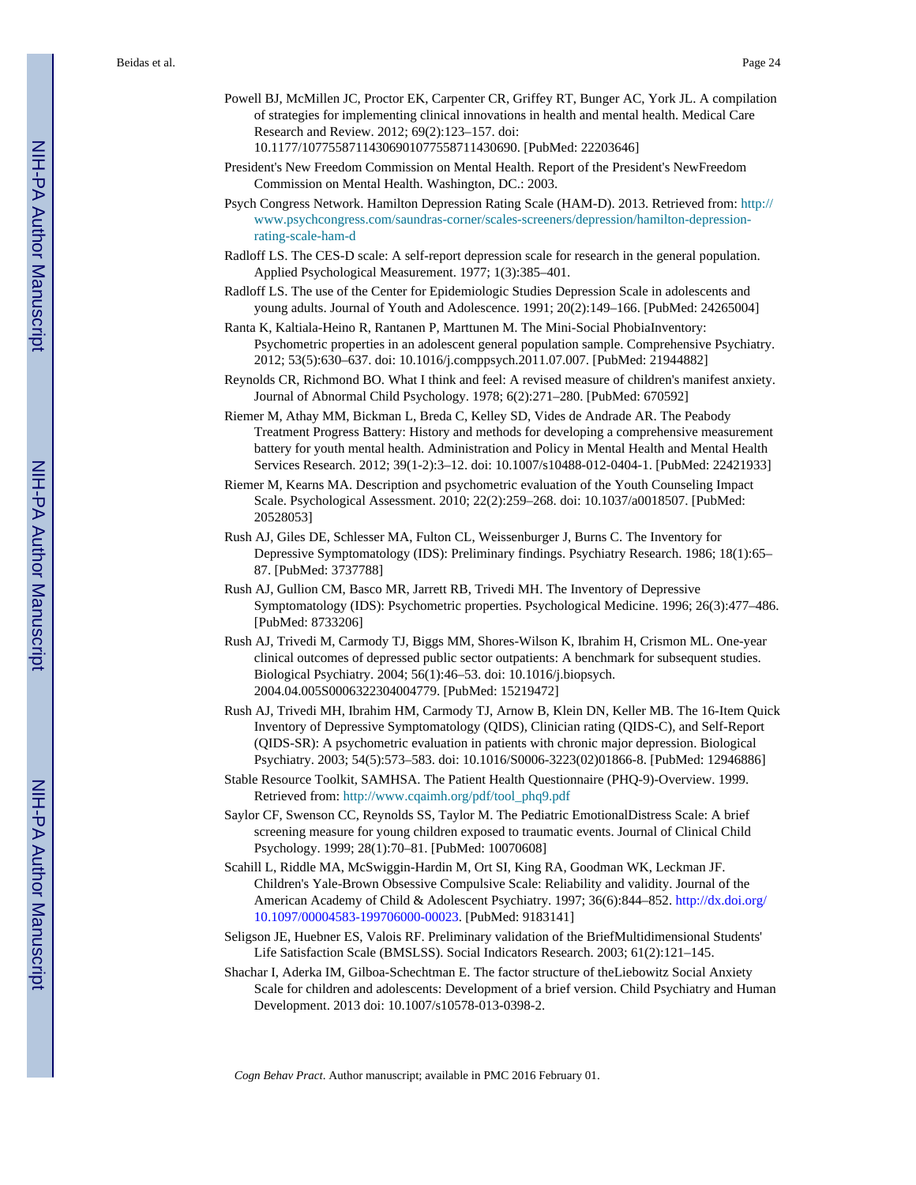Powell BJ, McMillen JC, Proctor EK, Carpenter CR, Griffey RT, Bunger AC, York JL. A compilation of strategies for implementing clinical innovations in health and mental health. Medical Care Research and Review. 2012; 69(2):123–157. doi: 10.1177/1077558711430690107755871143069O. [PubMed: 22203646]

President's New Freedom Commission on Mental Health. Report of the President's NewFreedom Commission on Mental Health. Washington, DC.: 2003.

Psych Congress Network. Hamilton Depression Rating Scale (HAM-D). 2013. Retrieved from: http://www.psychcongress.com/saundras-corner/scales-screeners/depression/hamilton-depression-rating-scale-ham-d

Radloff LS. The CES-D scale: A self-report depression scale for research in the general population. Applied Psychological Measurement. 1977; 1(3):385–401.

Radloff LS. The use of the Center for Epidemiologic Studies Depression Scale in adolescents and young adults. Journal of Youth and Adolescence. 1991; 20(2):149–166. [PubMed: 24265004]

Ranta K, Kaltiala-Heino R, Rantanen P, Marttunen M. The Mini-Social PhobiaInventory: Psychometric properties in an adolescent general population sample. Comprehensive Psychiatry. 2012; 53(5):630–637. doi: 10.1016/j.comppsych.2011.07.007. [PubMed: 21944882]

Reynolds CR, Richmond BO. What I think and feel: A revised measure of children's manifest anxiety. Journal of Abnormal Child Psychology. 1978; 6(2):271–280. [PubMed: 670592]

Riemer M, Athay MM, Bickman L, Breda C, Kelley SD, Vides de Andrade AR. The Peabody Treatment Progress Battery: History and methods for developing a comprehensive measurement battery for youth mental health. Administration and Policy in Mental Health and Mental Health Services Research. 2012; 39(1-2):3–12. doi: 10.1007/s10488-012-0404-1. [PubMed: 22421933]

Riemer M, Kearns MA. Description and psychometric evaluation of the Youth Counseling Impact Scale. Psychological Assessment. 2010; 22(2):259–268. doi: 10.1037/a0018507. [PubMed: 20528053]

Rush AJ, Giles DE, Schlesser MA, Fulton CL, Weissenburger J, Burns C. The Inventory for Depressive Symptomatology (IDS): Preliminary findings. Psychiatry Research. 1986; 18(1):65–87. [PubMed: 3737788]

Rush AJ, Gullion CM, Basco MR, Jarrett RB, Trivedi MH. The Inventory of Depressive Symptomatology (IDS): Psychometric properties. Psychological Medicine. 1996; 26(3):477–486. [PubMed: 8733206]

Rush AJ, Trivedi M, Carmody TJ, Biggs MM, Shores-Wilson K, Ibrahim H, Crismon ML. One-year clinical outcomes of depressed public sector outpatients: A benchmark for subsequent studies. Biological Psychiatry. 2004; 56(1):46–53. doi: 10.1016/j.biopsych. 2004.04.005S0006322304004779. [PubMed: 15219472]

Rush AJ, Trivedi MH, Ibrahim HM, Carmody TJ, Arnow B, Klein DN, Keller MB. The 16-Item Quick Inventory of Depressive Symptomatology (QIDS), Clinician rating (QIDS-C), and Self-Report (QIDS-SR): A psychometric evaluation in patients with chronic major depression. Biological Psychiatry. 2003; 54(5):573–583. doi: 10.1016/S0006-3223(02)01866-8. [PubMed: 12946886]

Stable Resource Toolkit, SAMHSA. The Patient Health Questionnaire (PHQ-9)-Overview. 1999. Retrieved from: http://www.cqaimh.org/pdf/tool_phq9.pdf

Saylor CF, Swenson CC, Reynolds SS, Taylor M. The Pediatric EmotionalDistress Scale: A brief screening measure for young children exposed to traumatic events. Journal of Clinical Child Psychology. 1999; 28(1):70–81. [PubMed: 10070608]

Scahill L, Riddle MA, McSwiggin-Hardin M, Ort SI, King RA, Goodman WK, Leckman JF. Children's Yale-Brown Obsessive Compulsive Scale: Reliability and validity. Journal of the American Academy of Child & Adolescent Psychiatry. 1997; 36(6):844–852. http://dx.doi.org/10.1097/00004583-199706000-00023. [PubMed: 9183141]

Seligson JE, Huebner ES, Valois RF. Preliminary validation of the BriefMultidimensional Students' Life Satisfaction Scale (BMSLSS). Social Indicators Research. 2003; 61(2):121–145.

Shachar I, Aderka IM, Gilboa-Schechtman E. The factor structure of theLiebowitz Social Anxiety Scale for children and adolescents: Development of a brief version. Child Psychiatry and Human Development. 2013 doi: 10.1007/s10578-013-0398-2.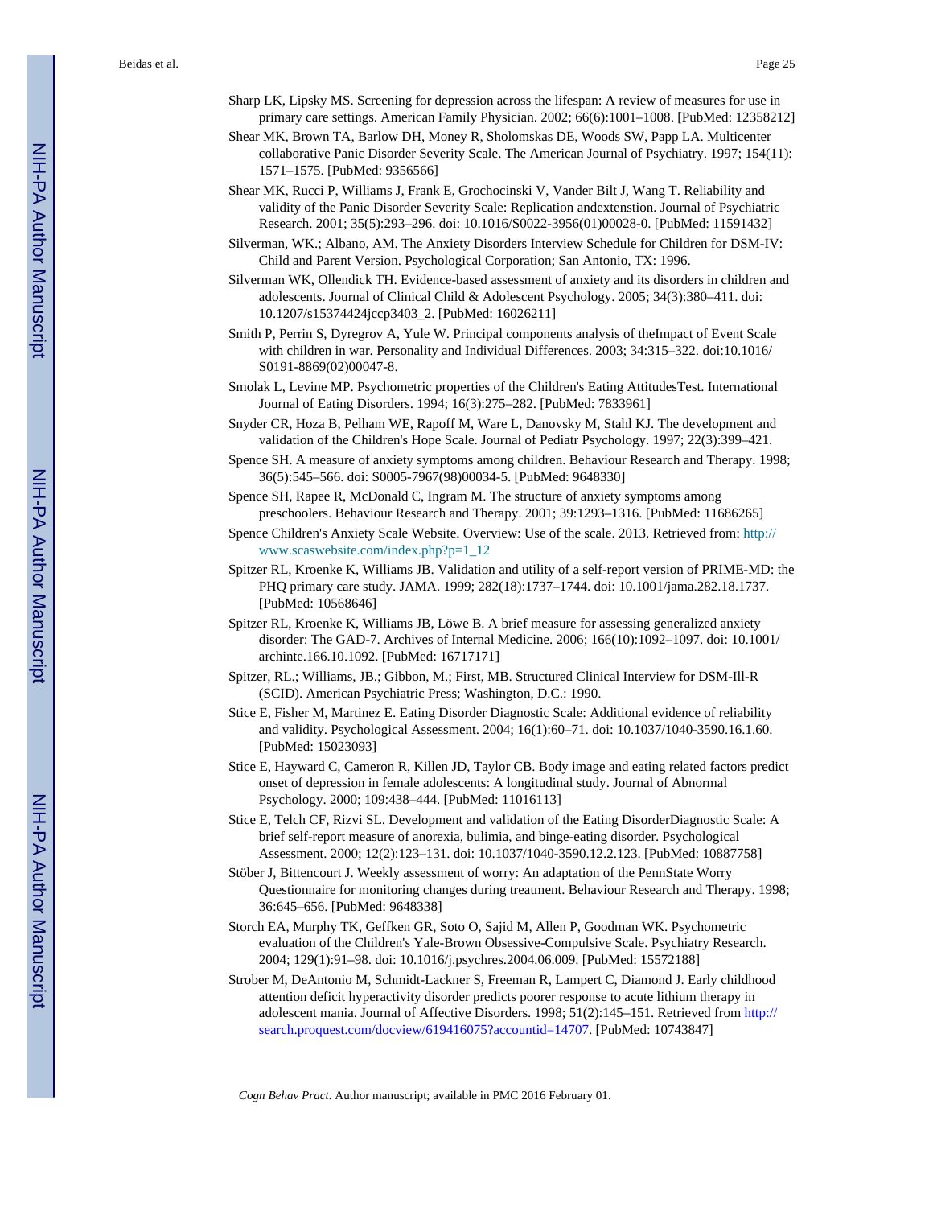Sharp LK, Lipsky MS. Screening for depression across the lifespan: A review of measures for use in primary care settings. American Family Physician. 2002; 66(6):1001–1008. [PubMed: 12358212]

Shear MK, Brown TA, Barlow DH, Money R, Sholomskas DE, Woods SW, Papp LA. Multicenter collaborative Panic Disorder Severity Scale. The American Journal of Psychiatry. 1997; 154(11): 1571–1575. [PubMed: 9356566]

Shear MK, Rucci P, Williams J, Frank E, Grochocinski V, Vander Bilt J, Wang T. Reliability and validity of the Panic Disorder Severity Scale: Replication andextenstion. Journal of Psychiatric Research. 2001; 35(5):293–296. doi: 10.1016/S0022-3956(01)00028-0. [PubMed: 11591432]

Silverman, WK.; Albano, AM. The Anxiety Disorders Interview Schedule for Children for DSM-IV: Child and Parent Version. Psychological Corporation; San Antonio, TX: 1996.

Silverman WK, Ollendick TH. Evidence-based assessment of anxiety and its disorders in children and adolescents. Journal of Clinical Child & Adolescent Psychology. 2005; 34(3):380–411. doi: 10.1207/s15374424jccp3403_2. [PubMed: 16026211]

Smith P, Perrin S, Dyregrov A, Yule W. Principal components analysis of theImpact of Event Scale with children in war. Personality and Individual Differences. 2003; 34:315–322. doi:10.1016/S0191-8869(02)00047-8.

Smolak L, Levine MP. Psychometric properties of the Children's Eating AttitudesTest. International Journal of Eating Disorders. 1994; 16(3):275–282. [PubMed: 7833961]

Snyder CR, Hoza B, Pelham WE, Rapoff M, Ware L, Danovsky M, Stahl KJ. The development and validation of the Children's Hope Scale. Journal of Pediatr Psychology. 1997; 22(3):399–421.

Spence SH. A measure of anxiety symptoms among children. Behaviour Research and Therapy. 1998; 36(5):545–566. doi: S0005-7967(98)00034-5. [PubMed: 9648330]

Spence SH, Rapee R, McDonald C, Ingram M. The structure of anxiety symptoms among preschoolers. Behaviour Research and Therapy. 2001; 39:1293–1316. [PubMed: 11686265]

Spence Children's Anxiety Scale Website. Overview: Use of the scale. 2013. Retrieved from: http://www.scaswebsite.com/index.php?p=1_12

Spitzer RL, Kroenke K, Williams JB. Validation and utility of a self-report version of PRIME-MD: the PHQ primary care study. JAMA. 1999; 282(18):1737–1744. doi: 10.1001/jama.282.18.1737. [PubMed: 10568646]

Spitzer RL, Kroenke K, Williams JB, Löwe B. A brief measure for assessing generalized anxiety disorder: The GAD-7. Archives of Internal Medicine. 2006; 166(10):1092–1097. doi: 10.1001/archinte.166.10.1092. [PubMed: 16717171]

Spitzer, RL.; Williams, JB.; Gibbon, M.; First, MB. Structured Clinical Interview for DSM-Ill-R (SCID). American Psychiatric Press; Washington, D.C.: 1990.

Stice E, Fisher M, Martinez E. Eating Disorder Diagnostic Scale: Additional evidence of reliability and validity. Psychological Assessment. 2004; 16(1):60–71. doi: 10.1037/1040-3590.16.1.60. [PubMed: 15023093]

Stice E, Hayward C, Cameron R, Killen JD, Taylor CB. Body image and eating related factors predict onset of depression in female adolescents: A longitudinal study. Journal of Abnormal Psychology. 2000; 109:438–444. [PubMed: 11016113]

Stice E, Telch CF, Rizvi SL. Development and validation of the Eating DisorderDiagnostic Scale: A brief self-report measure of anorexia, bulimia, and binge-eating disorder. Psychological Assessment. 2000; 12(2):123–131. doi: 10.1037/1040-3590.12.2.123. [PubMed: 10887758]

Stöber J, Bittencourt J. Weekly assessment of worry: An adaptation of the PennState Worry Questionnaire for monitoring changes during treatment. Behaviour Research and Therapy. 1998; 36:645–656. [PubMed: 9648338]

Storch EA, Murphy TK, Geffken GR, Soto O, Sajid M, Allen P, Goodman WK. Psychometric evaluation of the Children's Yale-Brown Obsessive-Compulsive Scale. Psychiatry Research. 2004; 129(1):91–98. doi: 10.1016/j.psychres.2004.06.009. [PubMed: 15572188]

Strober M, DeAntonio M, Schmidt-Lackner S, Freeman R, Lampert C, Diamond J. Early childhood attention deficit hyperactivity disorder predicts poorer response to acute lithium therapy in adolescent mania. Journal of Affective Disorders. 1998; 51(2):145–151. Retrieved from http://search.proquest.com/docview/619416075?accountid=14707. [PubMed: 10743847]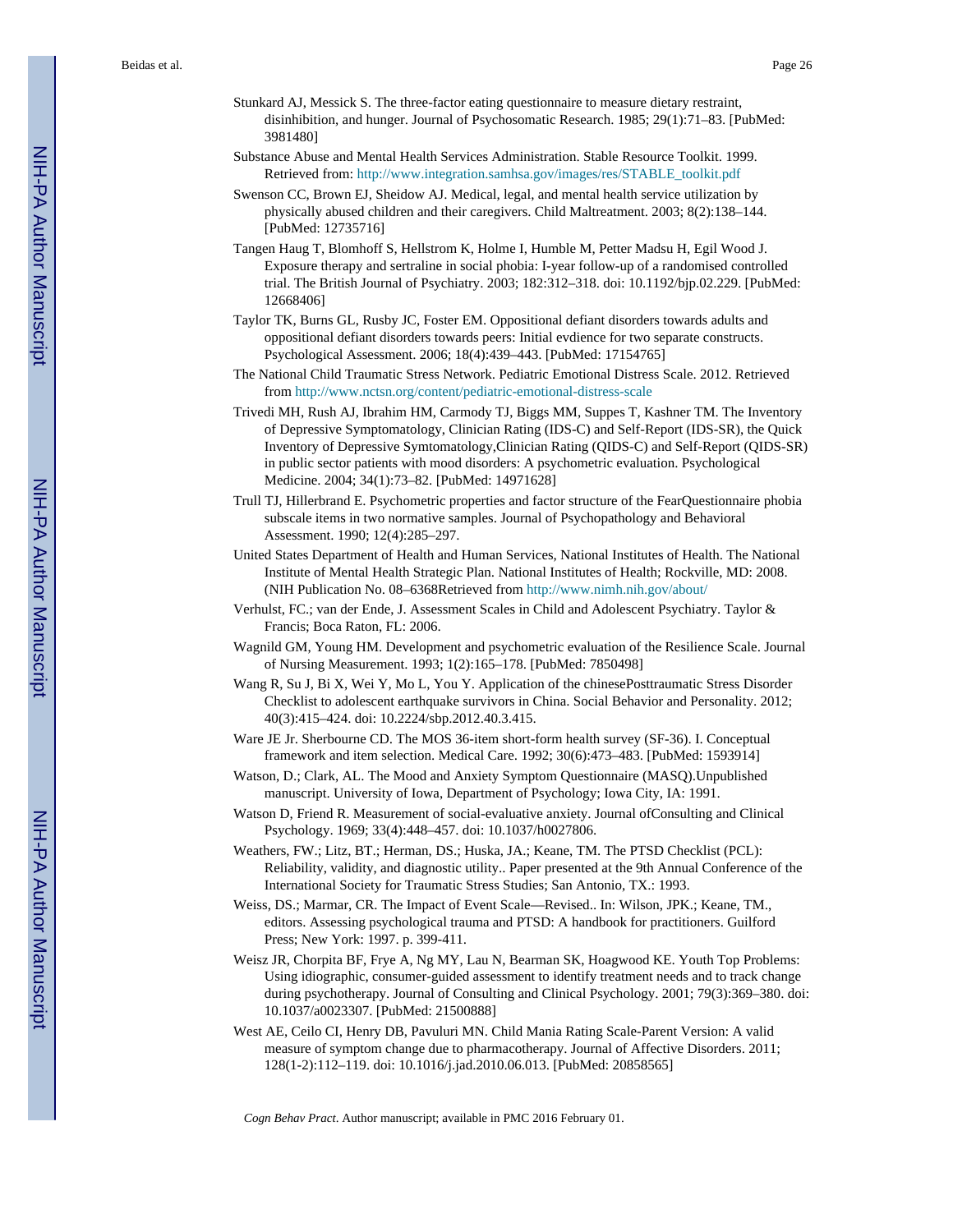Stunkard AJ, Messick S. The three-factor eating questionnaire to measure dietary restraint, disinhibition, and hunger. Journal of Psychosomatic Research. 1985; 29(1):71–83. [PubMed: 3981480]

Substance Abuse and Mental Health Services Administration. Stable Resource Toolkit. 1999. Retrieved from: http://www.integration.samhsa.gov/images/res/STABLE_toolkit.pdf

Swenson CC, Brown EJ, Sheidow AJ. Medical, legal, and mental health service utilization by physically abused children and their caregivers. Child Maltreatment. 2003; 8(2):138–144. [PubMed: 12735716]

Tangen Haug T, Blomhoff S, Hellstrom K, Holme I, Humble M, Petter Madsu H, Egil Wood J. Exposure therapy and sertraline in social phobia: I-year follow-up of a randomised controlled trial. The British Journal of Psychiatry. 2003; 182:312–318. doi: 10.1192/bjp.02.229. [PubMed: 12668406]

Taylor TK, Burns GL, Rusby JC, Foster EM. Oppositional defiant disorders towards adults and oppositional defiant disorders towards peers: Initial evdience for two separate constructs. Psychological Assessment. 2006; 18(4):439–443. [PubMed: 17154765]

The National Child Traumatic Stress Network. Pediatric Emotional Distress Scale. 2012. Retrieved from http://www.nctsn.org/content/pediatric-emotional-distress-scale

Trivedi MH, Rush AJ, Ibrahim HM, Carmody TJ, Biggs MM, Suppes T, Kashner TM. The Inventory of Depressive Symptomatology, Clinician Rating (IDS-C) and Self-Report (IDS-SR), the Quick Inventory of Depressive Symtomatology,Clinician Rating (QIDS-C) and Self-Report (QIDS-SR) in public sector patients with mood disorders: A psychometric evaluation. Psychological Medicine. 2004; 34(1):73–82. [PubMed: 14971628]

Trull TJ, Hillerbrand E. Psychometric properties and factor structure of the FearQuestionnaire phobia subscale items in two normative samples. Journal of Psychopathology and Behavioral Assessment. 1990; 12(4):285–297.

United States Department of Health and Human Services, National Institutes of Health. The National Institute of Mental Health Strategic Plan. National Institutes of Health; Rockville, MD: 2008. (NIH Publication No. 08–6368Retrieved from http://www.nimh.nih.gov/about/

Verhulst, FC.; van der Ende, J. Assessment Scales in Child and Adolescent Psychiatry. Taylor & Francis; Boca Raton, FL: 2006.

Wagnild GM, Young HM. Development and psychometric evaluation of the Resilience Scale. Journal of Nursing Measurement. 1993; 1(2):165–178. [PubMed: 7850498]

Wang R, Su J, Bi X, Wei Y, Mo L, You Y. Application of the chinesePosttraumatic Stress Disorder Checklist to adolescent earthquake survivors in China. Social Behavior and Personality. 2012; 40(3):415–424. doi: 10.2224/sbp.2012.40.3.415.

Ware JE Jr. Sherbourne CD. The MOS 36-item short-form health survey (SF-36). I. Conceptual framework and item selection. Medical Care. 1992; 30(6):473–483. [PubMed: 1593914]

Watson, D.; Clark, AL. The Mood and Anxiety Symptom Questionnaire (MASQ).Unpublished manuscript. University of Iowa, Department of Psychology; Iowa City, IA: 1991.

Watson D, Friend R. Measurement of social-evaluative anxiety. Journal ofConsulting and Clinical Psychology. 1969; 33(4):448–457. doi: 10.1037/h0027806.

Weathers, FW.; Litz, BT.; Herman, DS.; Huska, JA.; Keane, TM. The PTSD Checklist (PCL): Reliability, validity, and diagnostic utility.. Paper presented at the 9th Annual Conference of the International Society for Traumatic Stress Studies; San Antonio, TX.: 1993.

Weiss, DS.; Marmar, CR. The Impact of Event Scale—Revised.. In: Wilson, JPK.; Keane, TM., editors. Assessing psychological trauma and PTSD: A handbook for practitioners. Guilford Press; New York: 1997. p. 399-411.

Weisz JR, Chorpita BF, Frye A, Ng MY, Lau N, Bearman SK, Hoagwood KE. Youth Top Problems: Using idiographic, consumer-guided assessment to identify treatment needs and to track change during psychotherapy. Journal of Consulting and Clinical Psychology. 2001; 79(3):369–380. doi: 10.1037/a0023307. [PubMed: 21500888]

West AE, Ceilo CI, Henry DB, Pavuluri MN. Child Mania Rating Scale-Parent Version: A valid measure of symptom change due to pharmacotherapy. Journal of Affective Disorders. 2011; 128(1-2):112–119. doi: 10.1016/j.jad.2010.06.013. [PubMed: 20858565]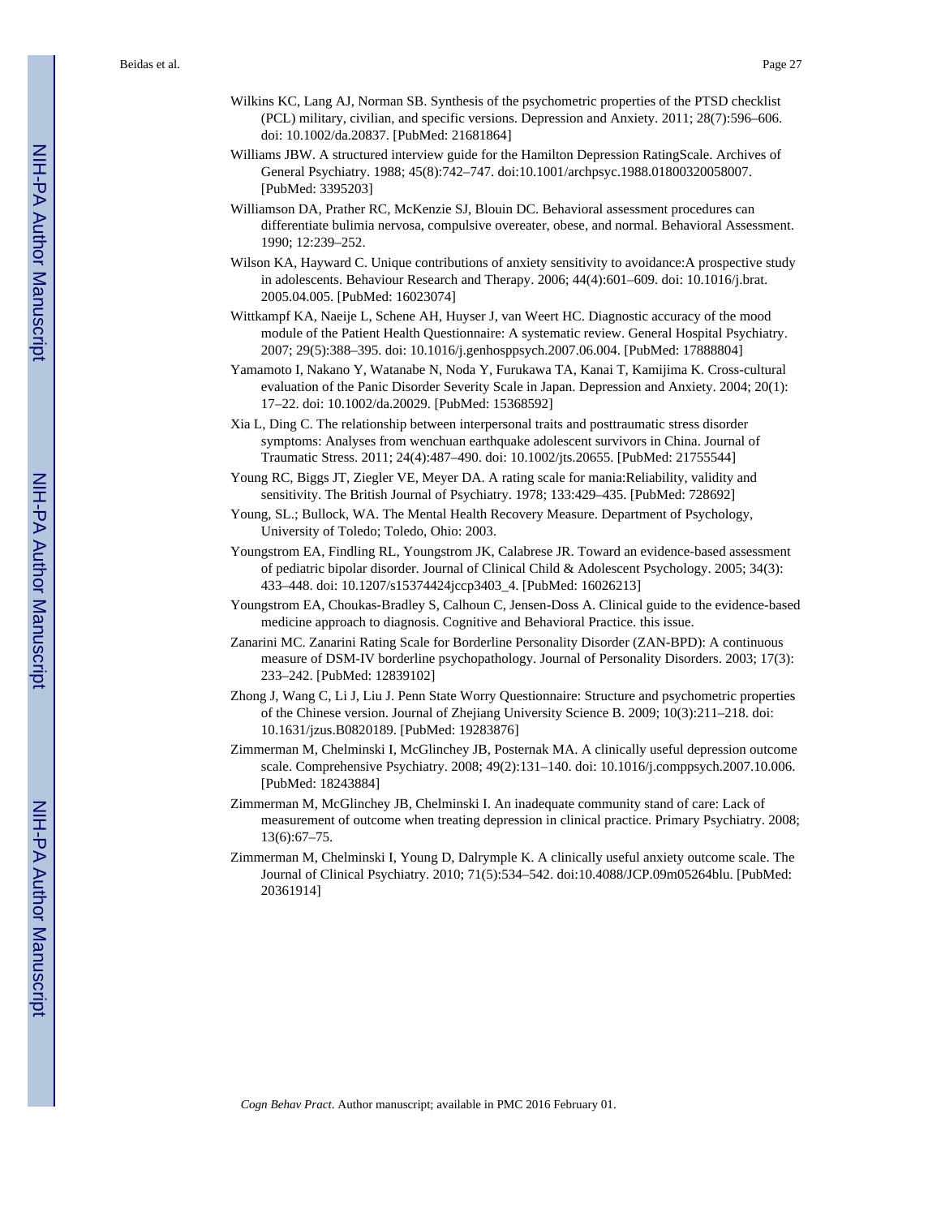Wilkins KC, Lang AJ, Norman SB. Synthesis of the psychometric properties of the PTSD checklist (PCL) military, civilian, and specific versions. Depression and Anxiety. 2011; 28(7):596–606. doi: 10.1002/da.20837. [PubMed: 21681864]

Williams JBW. A structured interview guide for the Hamilton Depression RatingScale. Archives of General Psychiatry. 1988; 45(8):742–747. doi:10.1001/archpsyc.1988.01800320058007. [PubMed: 3395203]

Williamson DA, Prather RC, McKenzie SJ, Blouin DC. Behavioral assessment procedures can differentiate bulimia nervosa, compulsive overeater, obese, and normal. Behavioral Assessment. 1990; 12:239–252.

Wilson KA, Hayward C. Unique contributions of anxiety sensitivity to avoidance:A prospective study in adolescents. Behaviour Research and Therapy. 2006; 44(4):601–609. doi: 10.1016/j.brat.2005.04.005. [PubMed: 16023074]

Wittkampf KA, Naeije L, Schene AH, Huyser J, van Weert HC. Diagnostic accuracy of the mood module of the Patient Health Questionnaire: A systematic review. General Hospital Psychiatry. 2007; 29(5):388–395. doi: 10.1016/j.genhosppsych.2007.06.004. [PubMed: 17888804]

Yamamoto I, Nakano Y, Watanabe N, Noda Y, Furukawa TA, Kanai T, Kamijima K. Cross-cultural evaluation of the Panic Disorder Severity Scale in Japan. Depression and Anxiety. 2004; 20(1): 17–22. doi: 10.1002/da.20029. [PubMed: 15368592]

Xia L, Ding C. The relationship between interpersonal traits and posttraumatic stress disorder symptoms: Analyses from wenchuan earthquake adolescent survivors in China. Journal of Traumatic Stress. 2011; 24(4):487–490. doi: 10.1002/jts.20655. [PubMed: 21755544]

Young RC, Biggs JT, Ziegler VE, Meyer DA. A rating scale for mania:Reliability, validity and sensitivity. The British Journal of Psychiatry. 1978; 133:429–435. [PubMed: 728692]

Young, SL.; Bullock, WA. The Mental Health Recovery Measure. Department of Psychology, University of Toledo; Toledo, Ohio: 2003.

Youngstrom EA, Findling RL, Youngstrom JK, Calabrese JR. Toward an evidence-based assessment of pediatric bipolar disorder. Journal of Clinical Child & Adolescent Psychology. 2005; 34(3): 433–448. doi: 10.1207/s15374424jccp3403_4. [PubMed: 16026213]

Youngstrom EA, Choukas-Bradley S, Calhoun C, Jensen-Doss A. Clinical guide to the evidence-based medicine approach to diagnosis. Cognitive and Behavioral Practice. this issue.

Zanarini MC. Zanarini Rating Scale for Borderline Personality Disorder (ZAN-BPD): A continuous measure of DSM-IV borderline psychopathology. Journal of Personality Disorders. 2003; 17(3): 233–242. [PubMed: 12839102]

Zhong J, Wang C, Li J, Liu J. Penn State Worry Questionnaire: Structure and psychometric properties of the Chinese version. Journal of Zhejiang University Science B. 2009; 10(3):211–218. doi: 10.1631/jzus.B0820189. [PubMed: 19283876]

Zimmerman M, Chelminski I, McGlinchey JB, Posternak MA. A clinically useful depression outcome scale. Comprehensive Psychiatry. 2008; 49(2):131–140. doi: 10.1016/j.comppsych.2007.10.006. [PubMed: 18243884]

Zimmerman M, McGlinchey JB, Chelminski I. An inadequate community stand of care: Lack of measurement of outcome when treating depression in clinical practice. Primary Psychiatry. 2008; 13(6):67–75.

Zimmerman M, Chelminski I, Young D, Dalrymple K. A clinically useful anxiety outcome scale. The Journal of Clinical Psychiatry. 2010; 71(5):534–542. doi:10.4088/JCP.09m05264blu. [PubMed: 20361914]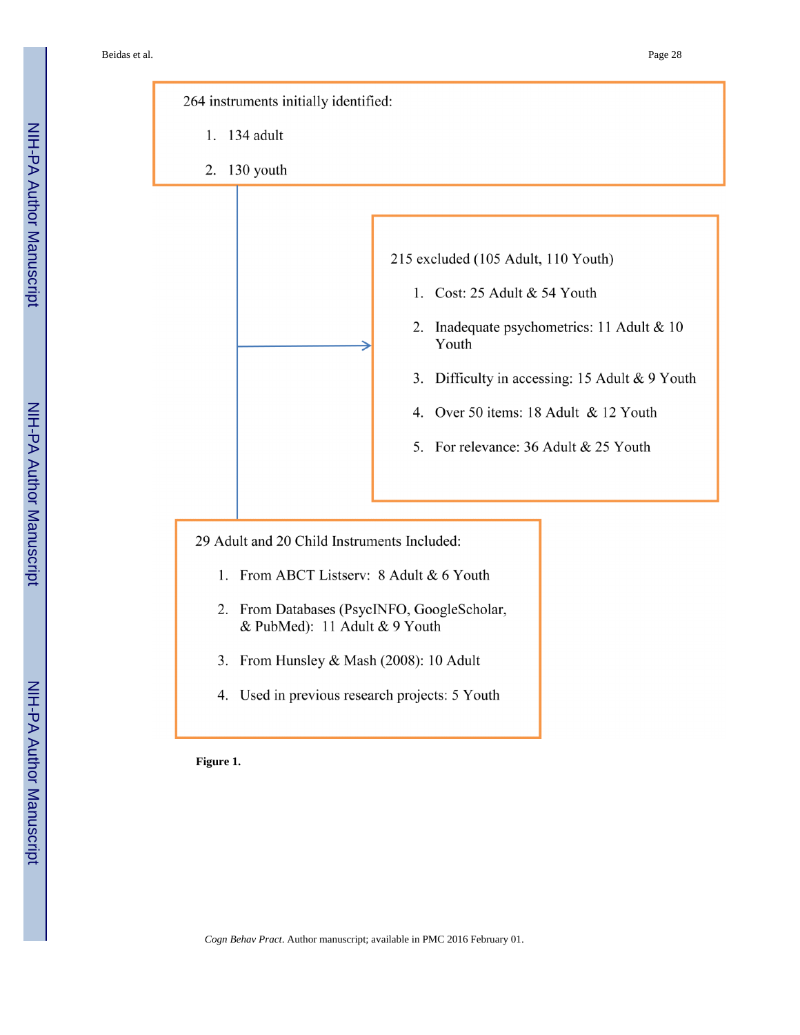264 instruments initially identified:

1. 134 adult
2. 130 youth

215 excluded (105 Adult, 110 Youth)

1. Cost: 25 Adult & 54 Youth
2. Inadequate psychometrics: 11 Adult & 10 Youth
3. Difficulty in accessing: 15 Adult & 9 Youth
4. Over 50 items: 18 Adult & 12 Youth
5. For relevance: 36 Adult & 25 Youth

29 Adult and 20 Child Instruments Included:

1. From ABCT Listserv: 8 Adult & 6 Youth
2. From Databases (PsycINFO, GoogleScholar, & PubMed): 11 Adult & 9 Youth
3. From Hunsley & Mash (2008): 10 Adult
4. Used in previous research projects: 5 Youth

**Figure 1.**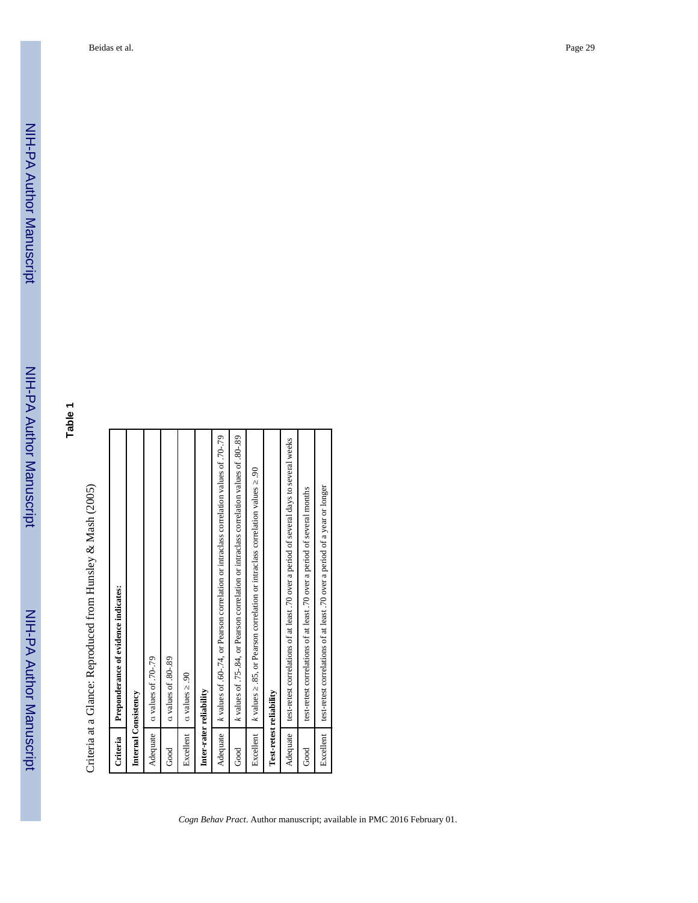**Table 1**

Criteria at a Glance: Reproduced from Hunsley & Mash (2005)

| Criteria | Preponderance of evidence indicates: |
|---|---|
| **Internal Consistency** | |
| Adequate | α values of .70-.79 |
| Good | α values of .80-.89 |
| Excellent | α values ≥ .90 |
| **Inter-rater reliability** | |
| Adequate | *k* values of .60-.74, or Pearson correlation or intraclass correlation values of .70-.79 |
| Good | *k* values of .75-.84, or Pearson correlation or intraclass correlation values of .80-.89 |
| Excellent | *k* values ≥ .85, or Pearson correlation or intraclass correlation values ≥ .90 |
| **Test-retest reliability** | |
| Adequate | test-retest correlations of at least .70 over a period of several days to several weeks |
| Good | test-retest correlations of at least .70 over a period of several months |
| Excellent | test-retest correlations of at least .70 over a period of a year or longer |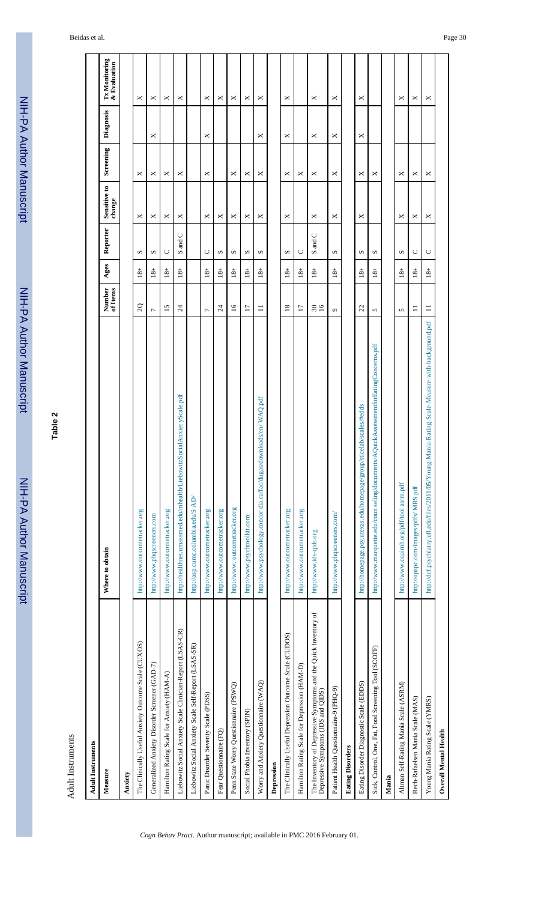**Table 2**

Adult Instruments

| Measure | Where to obtain | Number of Items | Ages | Reporter | Sensitive to change | Screening | Diagnosis | Tx Monitoring & Evaluation |
|---|---|---|---|---|---|---|---|---|
| **Adult Instruments** | | | | | | | | |
| **Anxiety** | | | | | | | | |
| The Clinically Useful Anxiety Outcome Scale (CUXOS) | http://www.outcometracker.org | 20 | 18+ | S | X | X | | X |
| Generalized Anxiety Disorder Screener (GAD-7) | http://www.phqscreeners.com | 7 | 18+ | S | X | X | X | X |
| Hamilton Rating Scale for Anxiety (HAM-A) | http://www.outcometracker.org | 15 | 18+ | C | X | X | | X |
| Liebowitz Social Anxiety Scale Clinician-Report (LSAS-CR) | http://healthnet.umassmed.edu/mhealth/LiebowitzSocialAnxietyScale.pdf | 24 | 18+ | S and C | X | X | | X |
| Liebowitz Social Anxiety Scale Self-Report (LSAS-SR) | http://asp.cumc.columbia.edu/SAD/ | | | | | | | |
| Panic Disorder Severity Scale (PDSS) | http://www.outcometracker.org | 7 | 18+ | C | X | X | X | X |
| Fear Questionnaire (FQ) | http://www.outcometracker.org | 24 | 18+ | S | X | | | X |
| Penn State Worry Questionnaire (PSWQ) | http://www.outcometracker.org | 16 | 18+ | S | X | X | | X |
| Social Phobia Inventory (SPIN) | http://www.psychtoolkit.com | 17 | 18+ | S | X | X | | X |
| Worry and Anxiety Questionnaire (WAQ) | http://www.psychology.concordia.ca/fac/dugas/downloads/en/WAQ.pdf | 11 | 18+ | S | X | X | X | X |
| **Depression** | | | | | | | | |
| The Clinically Useful Depression Outcome Scale (CUDOS) | http://www.outcometracker.org | 18 | 18+ | S | X | X | X | X |
| Hamilton Rating Scale for Depression (HAM-D) | http://www.outcometracker.org | 17 | 18+ | C | | X | | |
| The Inventory of Depressive Symptoms and the Quick Inventory of Depressive Symptoms (IDS and QIDS) | http://www.ids-qids.org | 30<br>16 | 18+ | S and C | X | X | X | X |
| Patient Health Questionnaire-9 (PHQ-9) | http://www.phqscreeners.com/ | 9 | 18+ | S | X | X | X | X |
| **Eating Disorders** | | | | | | | | |
| Eating Disorder Diagnostic Scale (EDDS) | http://homepage.psy.utexas.edu/homepage/group/sticelab/scales/#edds | 22 | 18+ | S | X | X | X | X |
| Sick, Control, One, Fat, Food Screening Tool (SCOFF) | http://www.marquette.edu/counseling/documents/AQuickAssessmentforEatingConcerns.pdf | 5 | 18+ | S | | X | | |
| **Mania** | | | | | | | | |
| Altman Self-Rating Mania Scale (ASRM) | http://www.cqaimh.org/pdf/tool_asrm.pdf | 5 | 18+ | S | X | X | | X |
| Bech-Rafaelsen Mania Scale (MAS) | http://opapc.com/images/pdfs/MRS.pdf | 11 | 18+ | C | X | X | | X |
| Young Mania Rating Scale (YMRS) | http://dcf.psychiatry.ufl.edu/files/2011/05/Young-Mania-Rating-Scale-Measure-with-background.pdf | 11 | 18+ | C | X | X | | X |
| **Overall Mental Health** | | | | | | | | |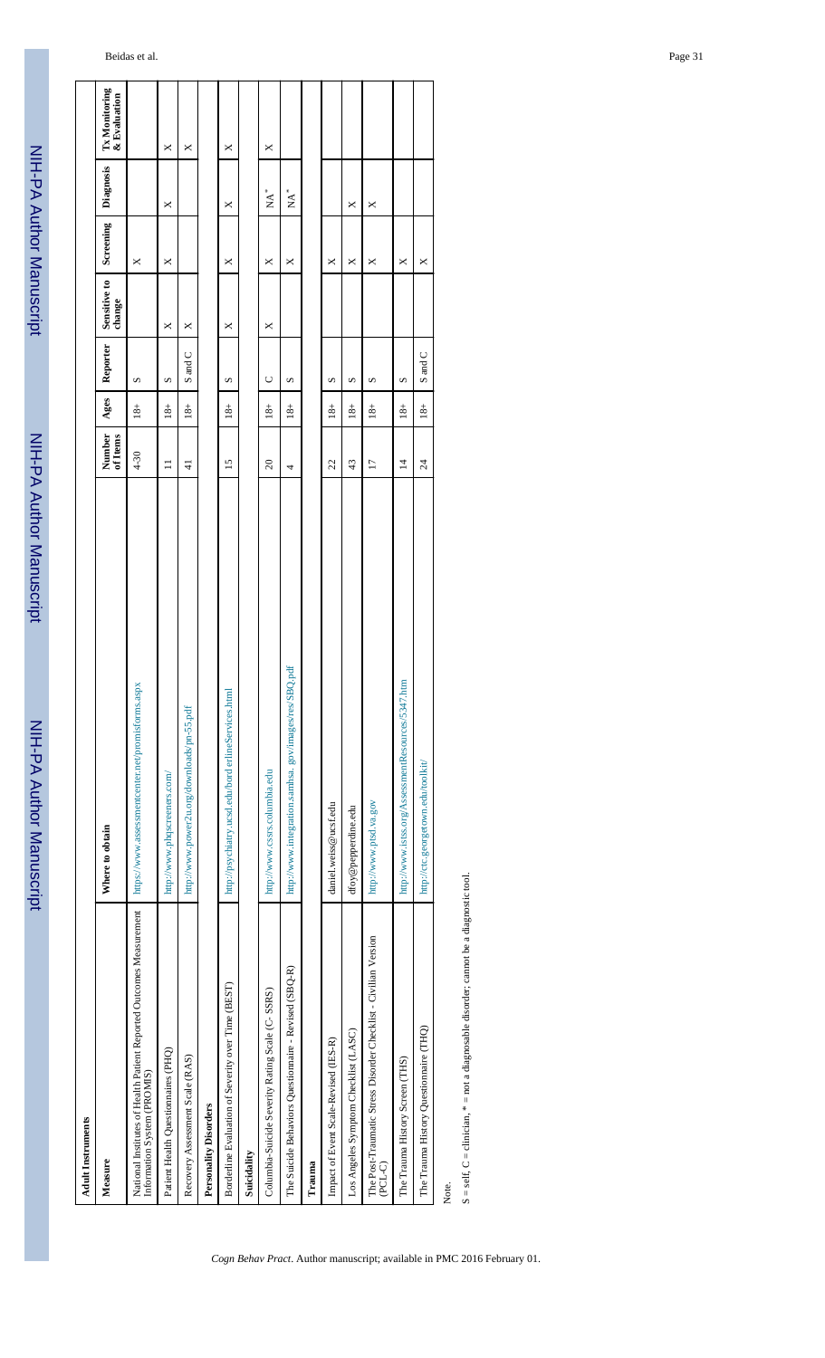| Adult Instruments | | | | | | | | |
|---|---|---|---|---|---|---|---|---|
| Measure | Where to obtain | Number of Items | Ages | Reporter | Sensitive to change | Screening | Diagnosis | Tx Monitoring & Evaluation |
| National Institutes of Health Patient Reported Outcomes Measurement Information System (PROMIS) | https://www.assessmentcenter.net/promisforms.aspx | 4-30 | 18+ | S | | X | | |
| Patient Health Questionnaires (PHQ) | http://www.phqscreeners.com/ | 11 | 18+ | S | X | X | X | X |
| Recovery Assessment Scale (RAS) | http://www.power2u.org/downloads/pn-55.pdf | 41 | 18+ | S and C | X | | | X |
| **Personality Disorders** | | | | | | | | |
| Borderline Evaluation of Severity over Time (BEST) | http://psychiatry.ucsd.edu/bord erlineServices.html | 15 | 18+ | S | X | X | X | X |
| **Suicidality** | | | | | | | | |
| Columbia-Suicide Severity Rating Scale (C- SSRS) | http://www.cssrs.columbia.edu | 20 | 18+ | C | X | X | NA* | X |
| The Suicide Behaviors Questionnaire - Revised (SBQ-R) | http://www.integration.samhsa. gov/images/res/SBQ.pdf | 4 | 18+ | S | | X | NA* | |
| **Trauma** | | | | | | | | |
| Impact of Event Scale-Revised (IES-R) | daniel.weiss@ucsf.edu | 22 | 18+ | S | | X | | |
| Los Angeles Symptom Checklist (LASC) | dfoy@pepperdine.edu | 43 | 18+ | S | | X | X | |
| The Post-Traumatic Stress Disorder Checklist - Civilian Version (PCL-C) | http://www.ptsd.va.gov | 17 | 18+ | S | | X | X | |
| The Trauma History Screen (THS) | http://www.istss.org/AssessmentResources/5347.htm | 14 | 18+ | S | | X | | |
| The Trauma History Questionnaire (THQ) | http://ctc.georgetown.edu/toolkit/ | 24 | 18+ | S and C | | X | | |

Note.

S = self, C = clinician, * = not a diagnosable disorder; cannot be a diagnostic tool.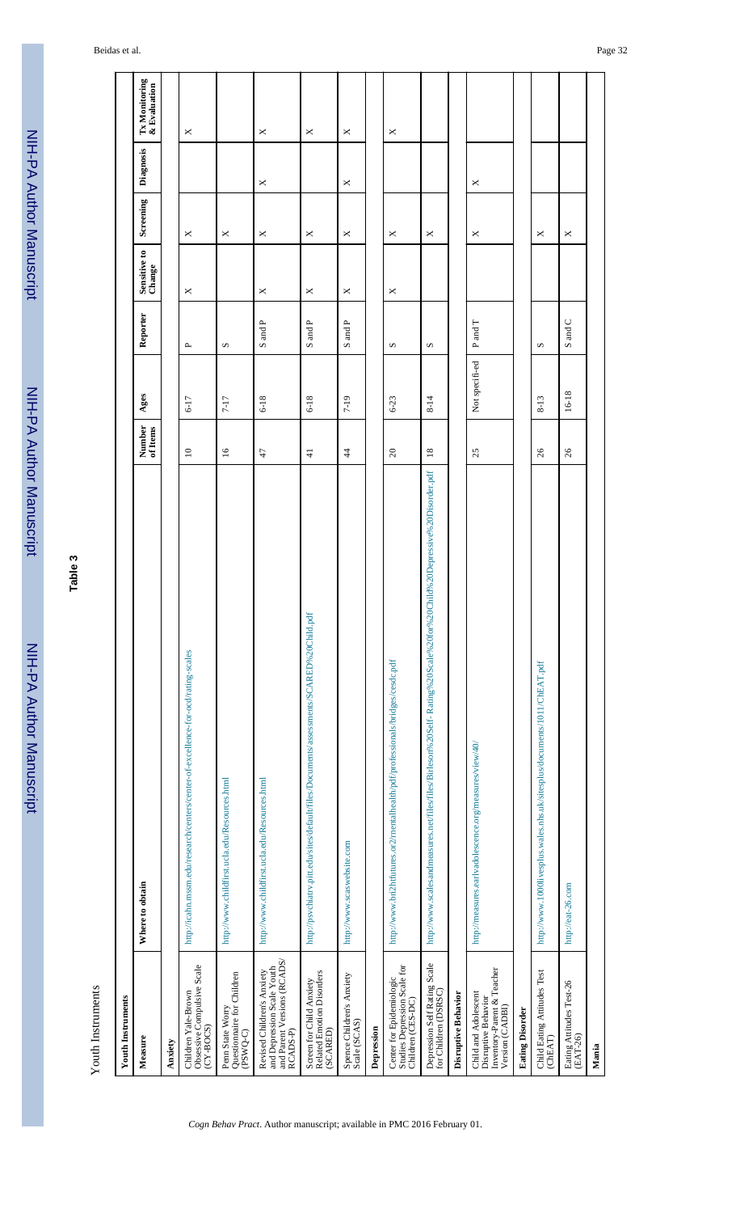**Table 3**

Youth Instruments

| Measure | Where to obtain | Number of Items | Ages | Reporter | Sensitive to Change | Screening | Diagnosis | Tx Monitoring & Evaluation |
|---|---|---|---|---|---|---|---|---|
| **Youth Instruments** | | | | | | | | |
| **Anxiety** | | | | | | | | |
| Children Yale-Brown Obsessive Compulsive Scale (CY-BOCS) | http://icahn.mssm.edu/research/centers/center-of-excellence-for-ocd/rating-scales | 10 | 6-17 | P | X | X | | X |
| Penn State Worry Questionnaire for Children (PSWQ-C) | http://www.childfirst.ucla.edu/Resources.html | 16 | 7-17 | S | | X | | |
| Revised Children's Anxiety and Depression Scale Youth and Parent Versions (RCADS/ RCADS-P) | http://www.childfirst.ucla.edu/Resources.html | 47 | 6-18 | S and P | X | X | X | X |
| Screen for Child Anxiety Related Emotion Disorders (SCARED) | http://psychiatry.pitt.edu/sites/default/files/Documents/assessments/SCARED%20Child.pdf | 41 | 6-18 | S and P | X | X | | X |
| Spence Children's Anxiety Scale (SCAS) | http://www.scaswebsite.com | 44 | 7-19 | S and P | X | X | X | X |
| **Depression** | | | | | | | | |
| Center for Epidemiologic Studies Depression Scale for Children (CES-DC) | http://www.brightfutures.org/mentalhealth/pdf/professionals/bridges/cesdc.pdf | 20 | 6-23 | S | X | X | | X |
| Depression Self Rating Scale for Children (DSRSC) | http://www.scalesandmeasures.net/files/files/Birleson%20Self- Rating%20Scale%20for%20Child%20Depressive%20Disorder.pdf | 18 | 8-14 | S | | X | | |
| **Disruptive Behavior** | | | | | | | | |
| Child and Adolescent Disruptive Behavior Inventory-Parent & Teacher Version (CADBI) | http://measures.earlyadolescence.org/measures/view/40/ | 25 | Not specifi-ed | P and T | | X | X | |
| **Eating Disorder** | | | | | | | | |
| Child Eating Attitudes Test (ChEAT) | http://www.1000livesplus.wales.nhs.uk/sitesplus/documents/1011/ChEAT.pdf | 26 | 8-13 | S | | X | | |
| Eating Attitudes Test-26 (EAT-26) | http://eat-26.com | 26 | 16-18 | S and C | | X | | |
| **Mania** | | | | | | | | |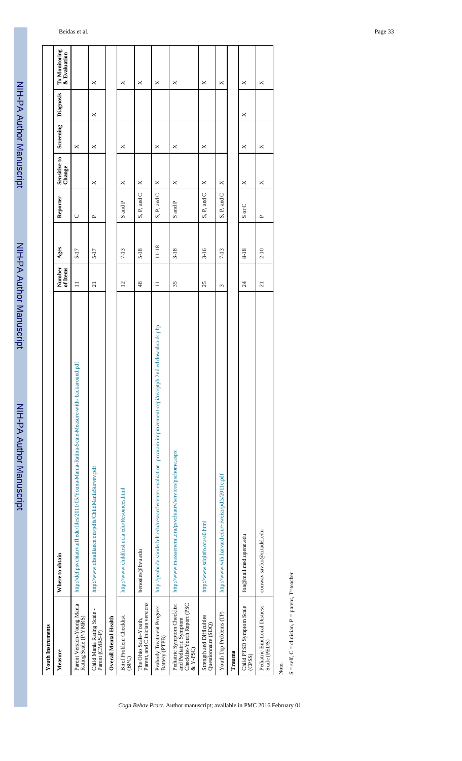| Youth Instruments | | | | | | | | | |
|---|---|---|---|---|---|---|---|---|---|
| **Measure** | **Where to obtain** | **Number of Items** | **Ages** | **Reporter** | **Sensitive to Change** | **Screening** | **Diagnosis** | **Tx Monitoring & Evaluation** |
| Parent Version-Young Mania Rating Scale (P-YMRS) | http://dcf.psychiatry.ufl.edu/files/2011/05/Young-Mania-Rating-Scale-Measure-with-background.pdf | 11 | 5-17 | C | | X | | |
| Child Mania Rating Scale - Parent (CMRS-P) | http://www.dbsalliance.org/pdfs/ChildManiaSurvey.pdf | 21 | 5-17 | P | X | X | X | X |
| **Overall Mental Health** | | | | | | | | |
| Brief Problem Checklist (BPC) | http://www.childfirst.ucla.edu/Resources.html | 12 | 7-13 | S and P | X | X | | X |
| The Ohio Scale-Youth, Parent, and Clinician versions | benoales@byu.edu | 48 | 5-18 | S, P, and C | X | | | X |
| Peabody Treatment Progress Battery (PTPB) | http://peabody.vanderbilt.edu/research/center-evaluation-program-improvement-cepi/regptpb 2nd ed downloads.php | 11 | 11-18 | S, P, and C | X | X | | X |
| Pediatric Symptom Checklist and Pediatric Symptom Checklist-Youth Report (PSC & Y-PSC) | http://www.massgeneral.org/psychiatry/services/psc home.aspx | 35 | 3-18 | S and P | X | X | | X |
| Strength and Difficulties Questionnaire (SDQ) | http://www.sdqinfo.org/a0.html | 25 | 3-16 | S, P, and C | X | X | | X |
| Youth Top Problems (TP) | http://www.wjh.harvard.edu/~jweisz/pdfs/2011c.pdf | 3 | 7-13 | S, P, and C | X | | | X |
| **Trauma** | | | | | | | | |
| Child PTSD Symptom Scale (CPSS) | foa@mail.med.upenn.edu | 24 | 8-18 | S or C | X | X | X | X |
| Pediatric Emotional Distress Scale (PEDS) | conway.saylor@citadel.edu | 21 | 2-10 | P | X | X | | X |

Note.

S = self, C = clinician, P = parent, T=teacher